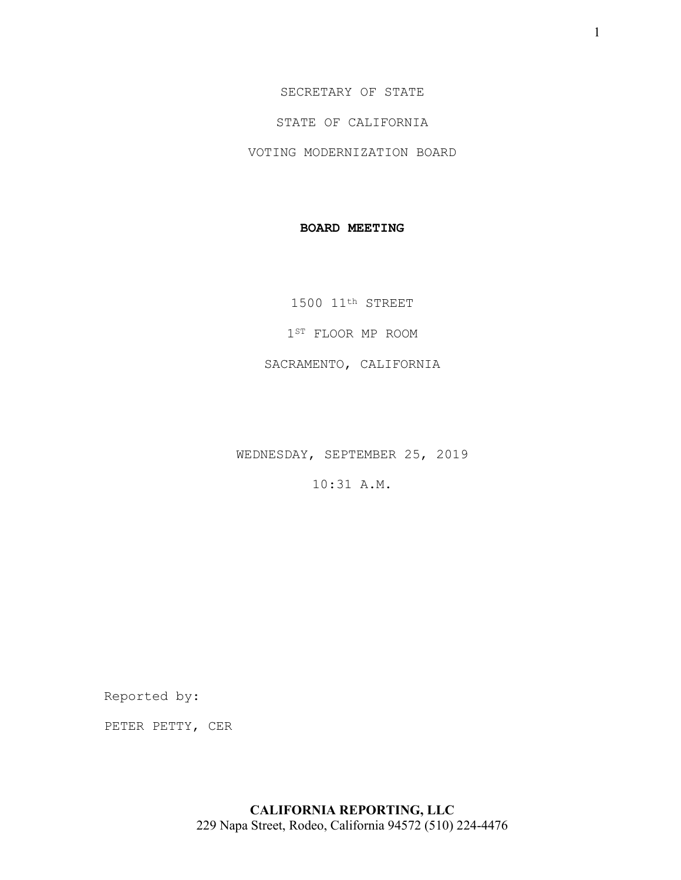SECRETARY OF STATE

STATE OF CALIFORNIA

VOTING MODERNIZATION BOARD

**BOARD MEETING**

1500 11th STREET

1ST FLOOR MP ROOM

SACRAMENTO, CALIFORNIA

WEDNESDAY, SEPTEMBER 25, 2019

10:31 A.M.

Reported by:

PETER PETTY, CER

**CALIFORNIA REPORTING, LLC**
229 Napa Street, Rodeo, California 94572 (510) 224-4476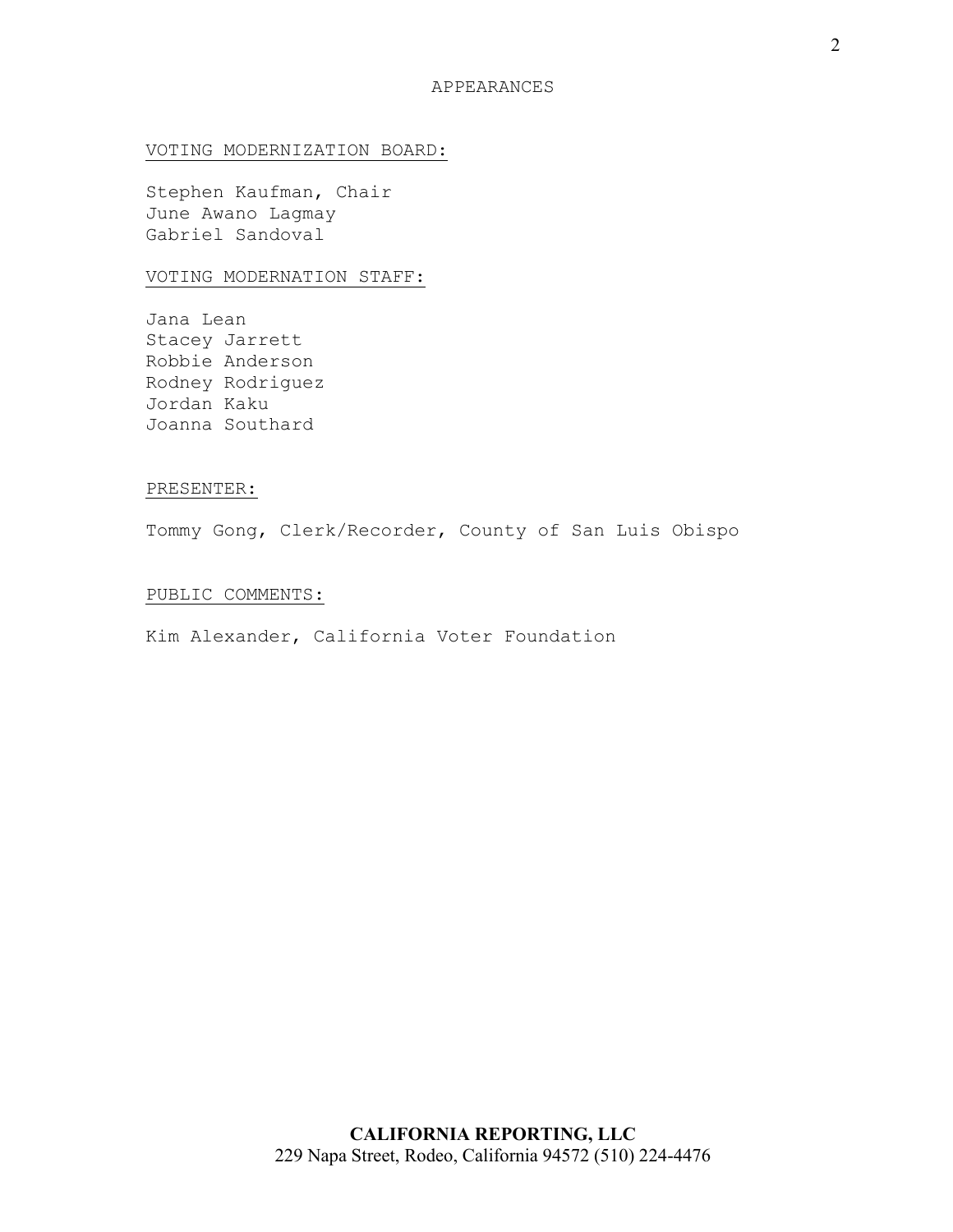# APPEARANCES

<u>VOTING MODERNIZATION BOARD:</u>

Stephen Kaufman, Chair
June Awano Lagmay
Gabriel Sandoval

<u>VOTING MODERNATION STAFF:</u>

Jana Lean
Stacey Jarrett
Robbie Anderson
Rodney Rodriguez
Jordan Kaku
Joanna Southard

<u>PRESENTER:</u>

Tommy Gong, Clerk/Recorder, County of San Luis Obispo

<u>PUBLIC COMMENTS:</u>

Kim Alexander, California Voter Foundation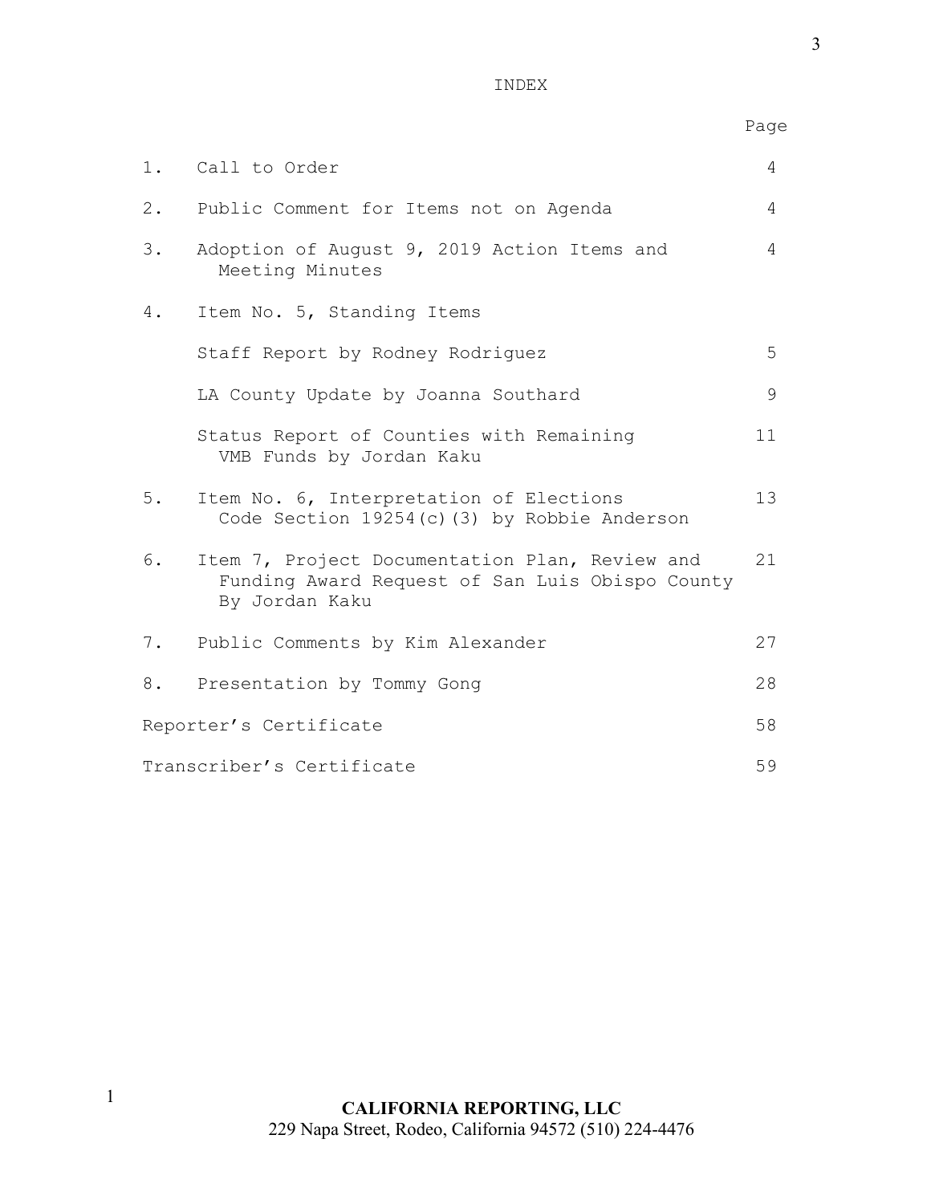# INDEX

| | | Page |
|---|---|---|
| 1. | Call to Order | 4 |
| 2. | Public Comment for Items not on Agenda | 4 |
| 3. | Adoption of August 9, 2019 Action Items and Meeting Minutes | 4 |
| 4. | Item No. 5, Standing Items | |
| | Staff Report by Rodney Rodriguez | 5 |
| | LA County Update by Joanna Southard | 9 |
| | Status Report of Counties with Remaining VMB Funds by Jordan Kaku | 11 |
| 5. | Item No. 6, Interpretation of Elections Code Section 19254(c)(3) by Robbie Anderson | 13 |
| 6. | Item 7, Project Documentation Plan, Review and Funding Award Request of San Luis Obispo County By Jordan Kaku | 21 |
| 7. | Public Comments by Kim Alexander | 27 |
| 8. | Presentation by Tommy Gong | 28 |
| Reporter's Certificate | | 58 |
| Transcriber's Certificate | | 59 |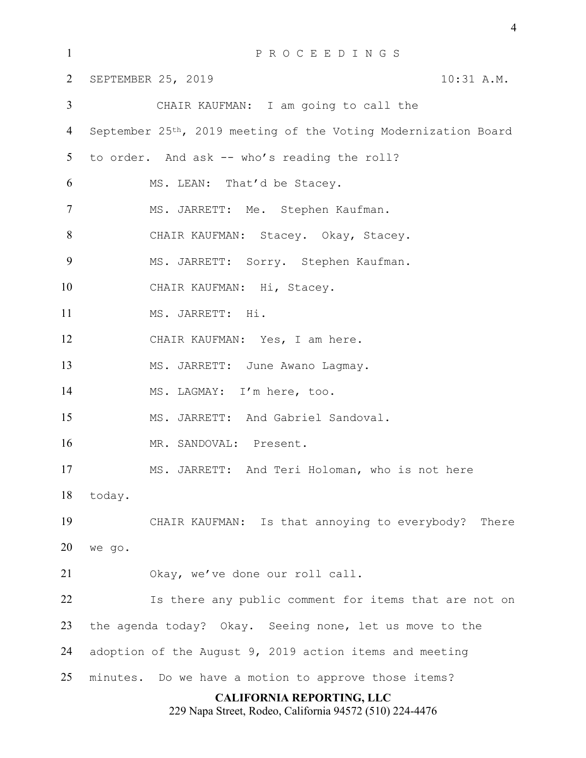P R O C E E D I N G S

SEPTEMBER 25, 2019 10:31 A.M.

CHAIR KAUFMAN: I am going to call the September 25th, 2019 meeting of the Voting Modernization Board to order. And ask -- who's reading the roll?

MS. LEAN: That'd be Stacey.

MS. JARRETT: Me. Stephen Kaufman.

CHAIR KAUFMAN: Stacey. Okay, Stacey.

MS. JARRETT: Sorry. Stephen Kaufman.

CHAIR KAUFMAN: Hi, Stacey.

MS. JARRETT: Hi.

CHAIR KAUFMAN: Yes, I am here.

MS. JARRETT: June Awano Lagmay.

MS. LAGMAY: I'm here, too.

MS. JARRETT: And Gabriel Sandoval.

MR. SANDOVAL: Present.

MS. JARRETT: And Teri Holoman, who is not here today.

CHAIR KAUFMAN: Is that annoying to everybody? There we go.

Okay, we've done our roll call.

Is there any public comment for items that are not on the agenda today? Okay. Seeing none, let us move to the adoption of the August 9, 2019 action items and meeting minutes. Do we have a motion to approve those items?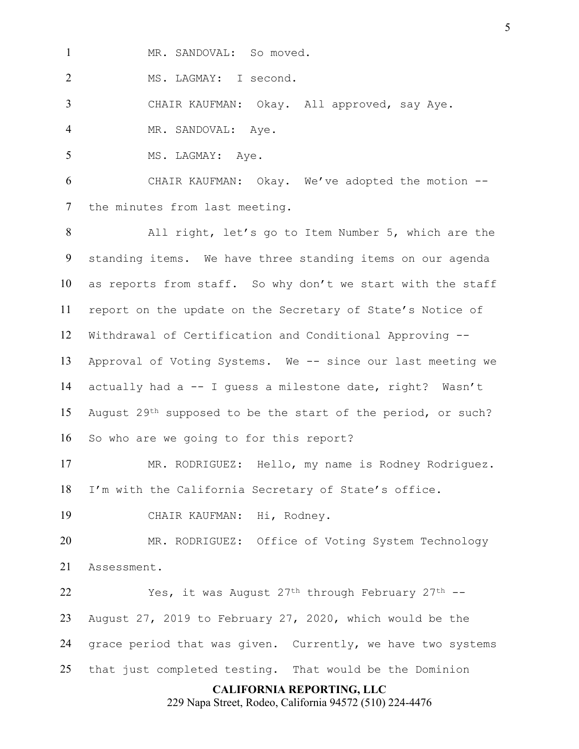MR. SANDOVAL: So moved.

MS. LAGMAY: I second.

CHAIR KAUFMAN: Okay. All approved, say Aye.

MR. SANDOVAL: Aye.

MS. LAGMAY: Aye.

CHAIR KAUFMAN: Okay. We've adopted the motion -- the minutes from last meeting.

All right, let's go to Item Number 5, which are the standing items. We have three standing items on our agenda as reports from staff. So why don't we start with the staff report on the update on the Secretary of State's Notice of Withdrawal of Certification and Conditional Approving -- Approval of Voting Systems. We -- since our last meeting we actually had a -- I guess a milestone date, right? Wasn't August 29th supposed to be the start of the period, or such? So who are we going to for this report?

MR. RODRIGUEZ: Hello, my name is Rodney Rodriguez. I'm with the California Secretary of State's office.

CHAIR KAUFMAN: Hi, Rodney.

MR. RODRIGUEZ: Office of Voting System Technology Assessment.

Yes, it was August 27th through February 27th -- August 27, 2019 to February 27, 2020, which would be the grace period that was given. Currently, we have two systems that just completed testing. That would be the Dominion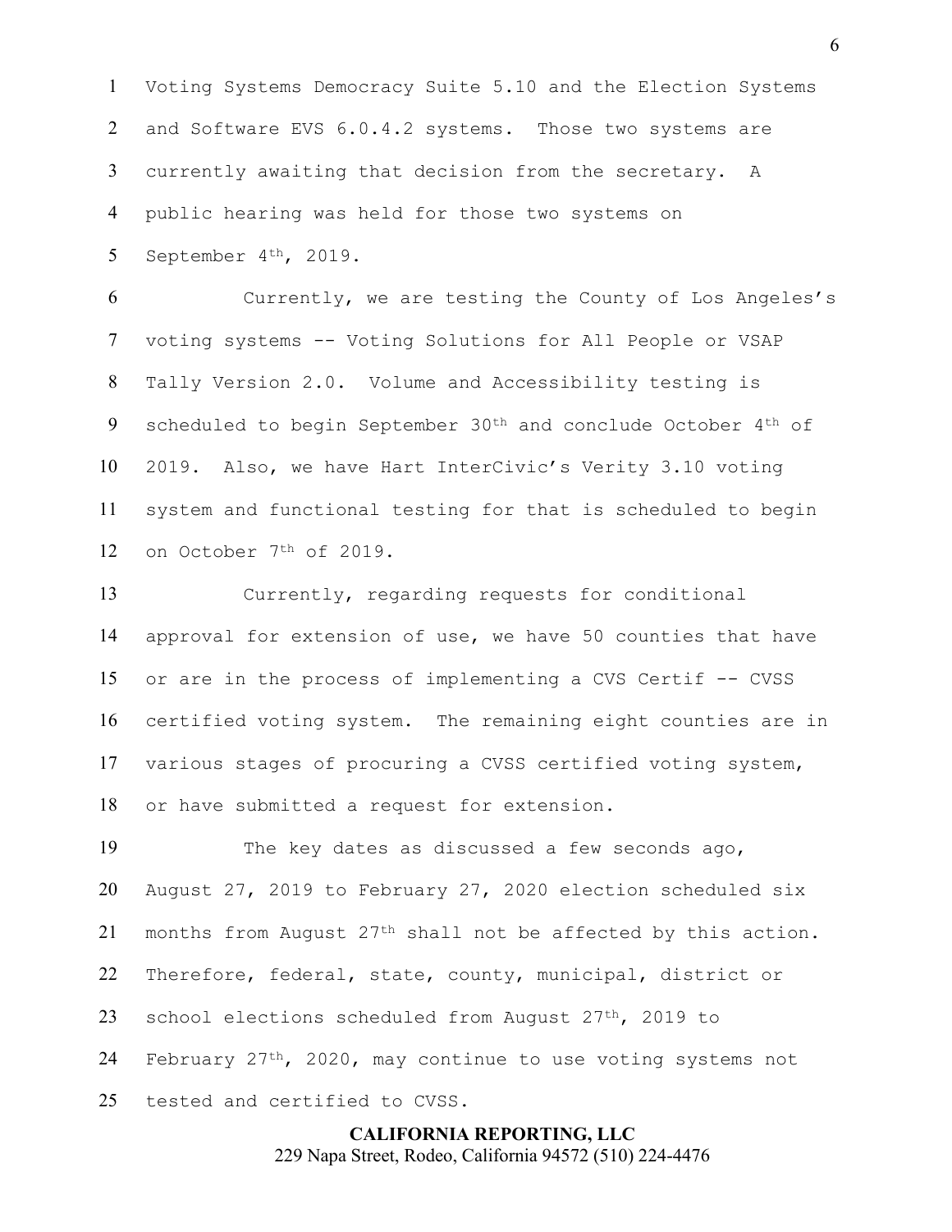Voting Systems Democracy Suite 5.10 and the Election Systems and Software EVS 6.0.4.2 systems. Those two systems are currently awaiting that decision from the secretary. A public hearing was held for those two systems on September 4th, 2019.

Currently, we are testing the County of Los Angeles's voting systems -- Voting Solutions for All People or VSAP Tally Version 2.0. Volume and Accessibility testing is scheduled to begin September 30th and conclude October 4th of 2019. Also, we have Hart InterCivic's Verity 3.10 voting system and functional testing for that is scheduled to begin on October 7th of 2019.

Currently, regarding requests for conditional approval for extension of use, we have 50 counties that have or are in the process of implementing a CVS Certif -- CVSS certified voting system. The remaining eight counties are in various stages of procuring a CVSS certified voting system, or have submitted a request for extension.

The key dates as discussed a few seconds ago, August 27, 2019 to February 27, 2020 election scheduled six months from August 27th shall not be affected by this action. Therefore, federal, state, county, municipal, district or school elections scheduled from August 27th, 2019 to February 27th, 2020, may continue to use voting systems not tested and certified to CVSS.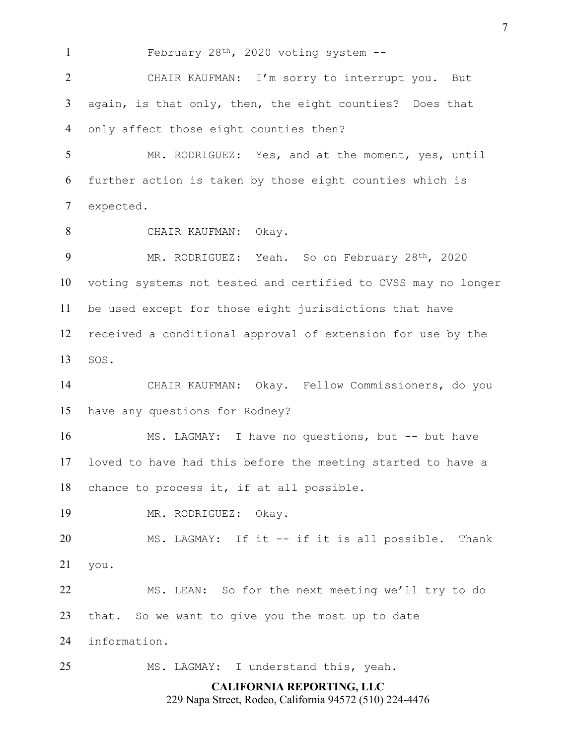February 28th, 2020 voting system --

CHAIR KAUFMAN: I'm sorry to interrupt you. But again, is that only, then, the eight counties? Does that only affect those eight counties then?

MR. RODRIGUEZ: Yes, and at the moment, yes, until further action is taken by those eight counties which is expected.

CHAIR KAUFMAN: Okay.

MR. RODRIGUEZ: Yeah. So on February 28th, 2020 voting systems not tested and certified to CVSS may no longer be used except for those eight jurisdictions that have received a conditional approval of extension for use by the SOS.

CHAIR KAUFMAN: Okay. Fellow Commissioners, do you have any questions for Rodney?

MS. LAGMAY: I have no questions, but -- but have loved to have had this before the meeting started to have a chance to process it, if at all possible.

MR. RODRIGUEZ: Okay.

MS. LAGMAY: If it -- if it is all possible. Thank you.

MS. LEAN: So for the next meeting we'll try to do that. So we want to give you the most up to date information.

MS. LAGMAY: I understand this, yeah.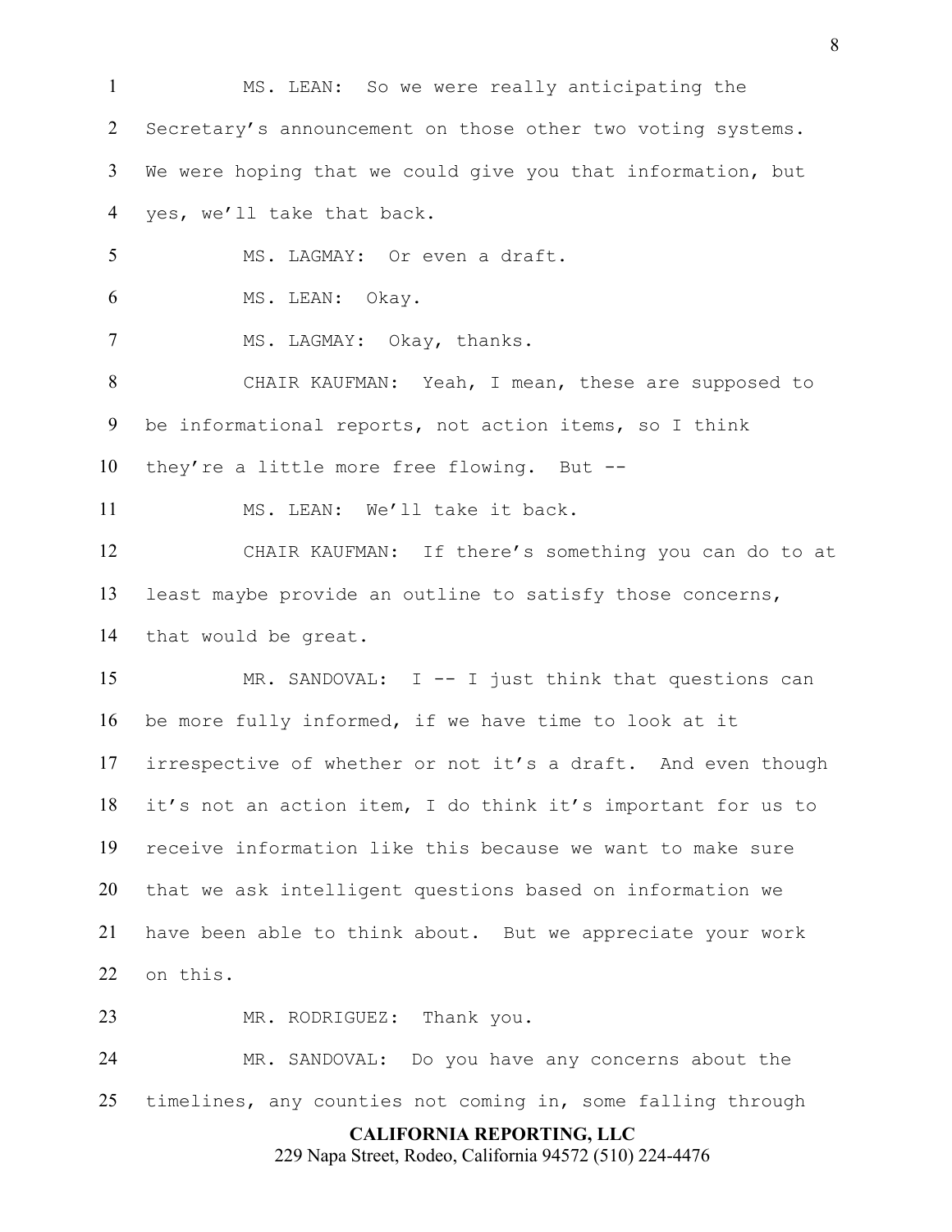MS. LEAN: So we were really anticipating the Secretary's announcement on those other two voting systems. We were hoping that we could give you that information, but yes, we'll take that back.

MS. LAGMAY: Or even a draft.

MS. LEAN: Okay.

MS. LAGMAY: Okay, thanks.

CHAIR KAUFMAN: Yeah, I mean, these are supposed to be informational reports, not action items, so I think they're a little more free flowing. But --

MS. LEAN: We'll take it back.

CHAIR KAUFMAN: If there's something you can do to at least maybe provide an outline to satisfy those concerns, that would be great.

MR. SANDOVAL: I -- I just think that questions can be more fully informed, if we have time to look at it irrespective of whether or not it's a draft. And even though it's not an action item, I do think it's important for us to receive information like this because we want to make sure that we ask intelligent questions based on information we have been able to think about. But we appreciate your work on this.

MR. RODRIGUEZ: Thank you.

MR. SANDOVAL: Do you have any concerns about the timelines, any counties not coming in, some falling through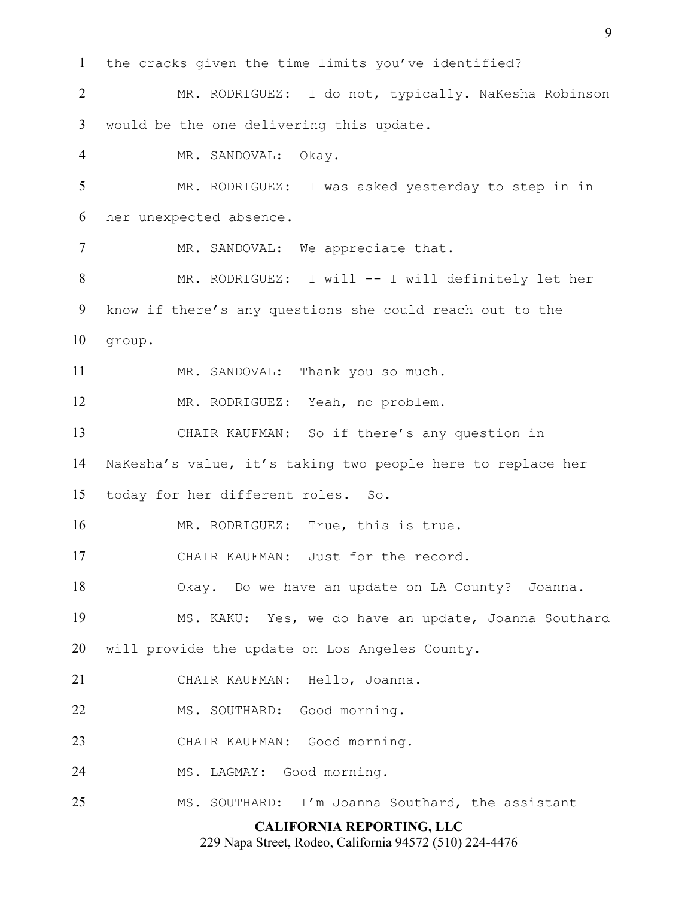the cracks given the time limits you've identified?

MR. RODRIGUEZ: I do not, typically. NaKesha Robinson would be the one delivering this update.

MR. SANDOVAL: Okay.

MR. RODRIGUEZ: I was asked yesterday to step in in her unexpected absence.

MR. SANDOVAL: We appreciate that.

MR. RODRIGUEZ: I will -- I will definitely let her know if there's any questions she could reach out to the group.

MR. SANDOVAL: Thank you so much.

MR. RODRIGUEZ: Yeah, no problem.

CHAIR KAUFMAN: So if there's any question in NaKesha's value, it's taking two people here to replace her today for her different roles. So.

MR. RODRIGUEZ: True, this is true.

CHAIR KAUFMAN: Just for the record.

Okay. Do we have an update on LA County? Joanna.

MS. KAKU: Yes, we do have an update, Joanna Southard will provide the update on Los Angeles County.

CHAIR KAUFMAN: Hello, Joanna.

MS. SOUTHARD: Good morning.

CHAIR KAUFMAN: Good morning.

MS. LAGMAY: Good morning.

MS. SOUTHARD: I'm Joanna Southard, the assistant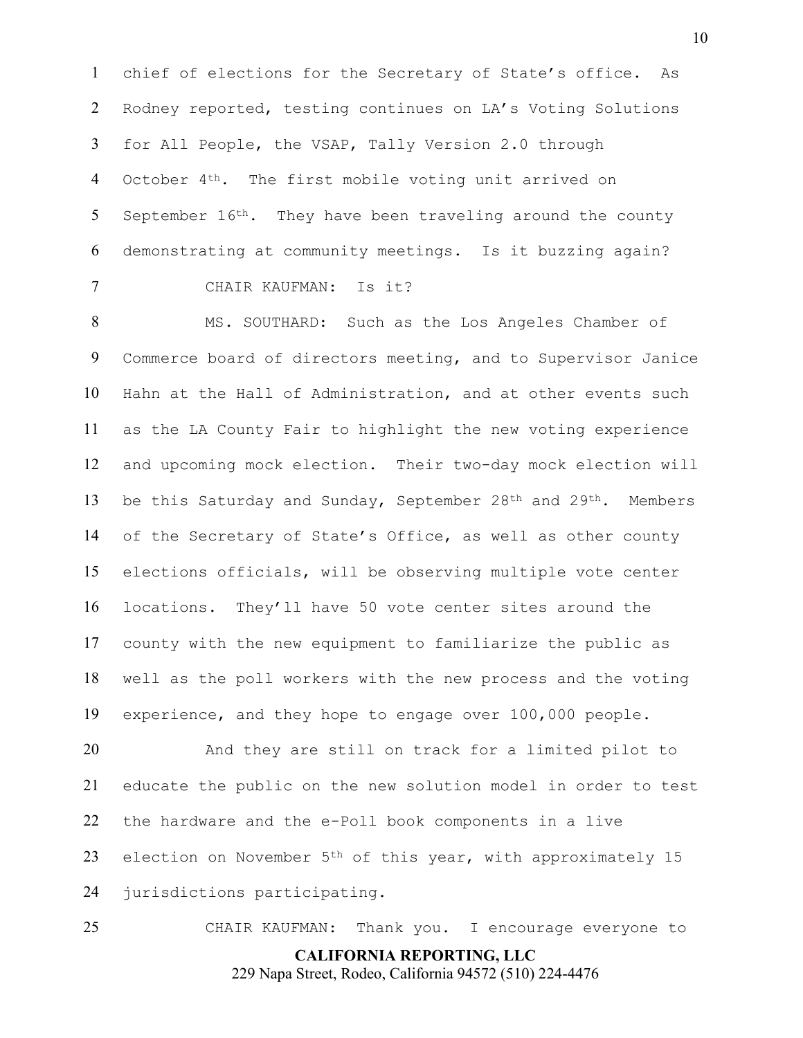chief of elections for the Secretary of State's office. As Rodney reported, testing continues on LA's Voting Solutions for All People, the VSAP, Tally Version 2.0 through October 4th. The first mobile voting unit arrived on September 16th. They have been traveling around the county demonstrating at community meetings. Is it buzzing again?

CHAIR KAUFMAN: Is it?

MS. SOUTHARD: Such as the Los Angeles Chamber of Commerce board of directors meeting, and to Supervisor Janice Hahn at the Hall of Administration, and at other events such as the LA County Fair to highlight the new voting experience and upcoming mock election. Their two-day mock election will be this Saturday and Sunday, September 28th and 29th. Members of the Secretary of State's Office, as well as other county elections officials, will be observing multiple vote center locations. They'll have 50 vote center sites around the county with the new equipment to familiarize the public as well as the poll workers with the new process and the voting experience, and they hope to engage over 100,000 people.

And they are still on track for a limited pilot to educate the public on the new solution model in order to test the hardware and the e-Poll book components in a live election on November 5th of this year, with approximately 15 jurisdictions participating.

CHAIR KAUFMAN: Thank you. I encourage everyone to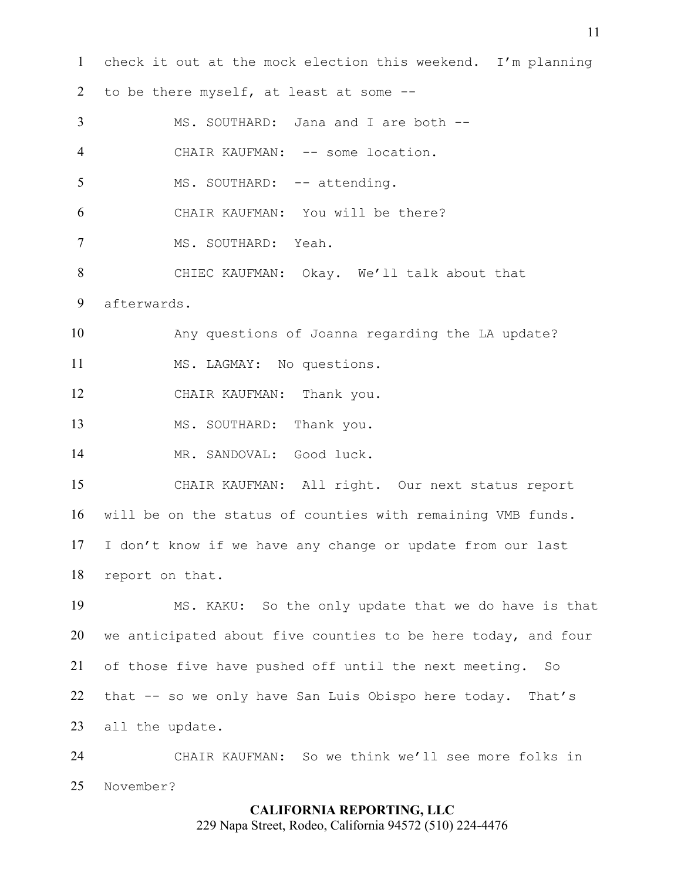check it out at the mock election this weekend. I'm planning to be there myself, at least at some --

MS. SOUTHARD: Jana and I are both --

CHAIR KAUFMAN: -- some location.

MS. SOUTHARD: -- attending.

CHAIR KAUFMAN: You will be there?

MS. SOUTHARD: Yeah.

CHIEC KAUFMAN: Okay. We'll talk about that afterwards.

Any questions of Joanna regarding the LA update?

MS. LAGMAY: No questions.

CHAIR KAUFMAN: Thank you.

MS. SOUTHARD: Thank you.

MR. SANDOVAL: Good luck.

CHAIR KAUFMAN: All right. Our next status report will be on the status of counties with remaining VMB funds. I don't know if we have any change or update from our last report on that.

MS. KAKU: So the only update that we do have is that we anticipated about five counties to be here today, and four of those five have pushed off until the next meeting. So that -- so we only have San Luis Obispo here today. That's all the update.

CHAIR KAUFMAN: So we think we'll see more folks in November?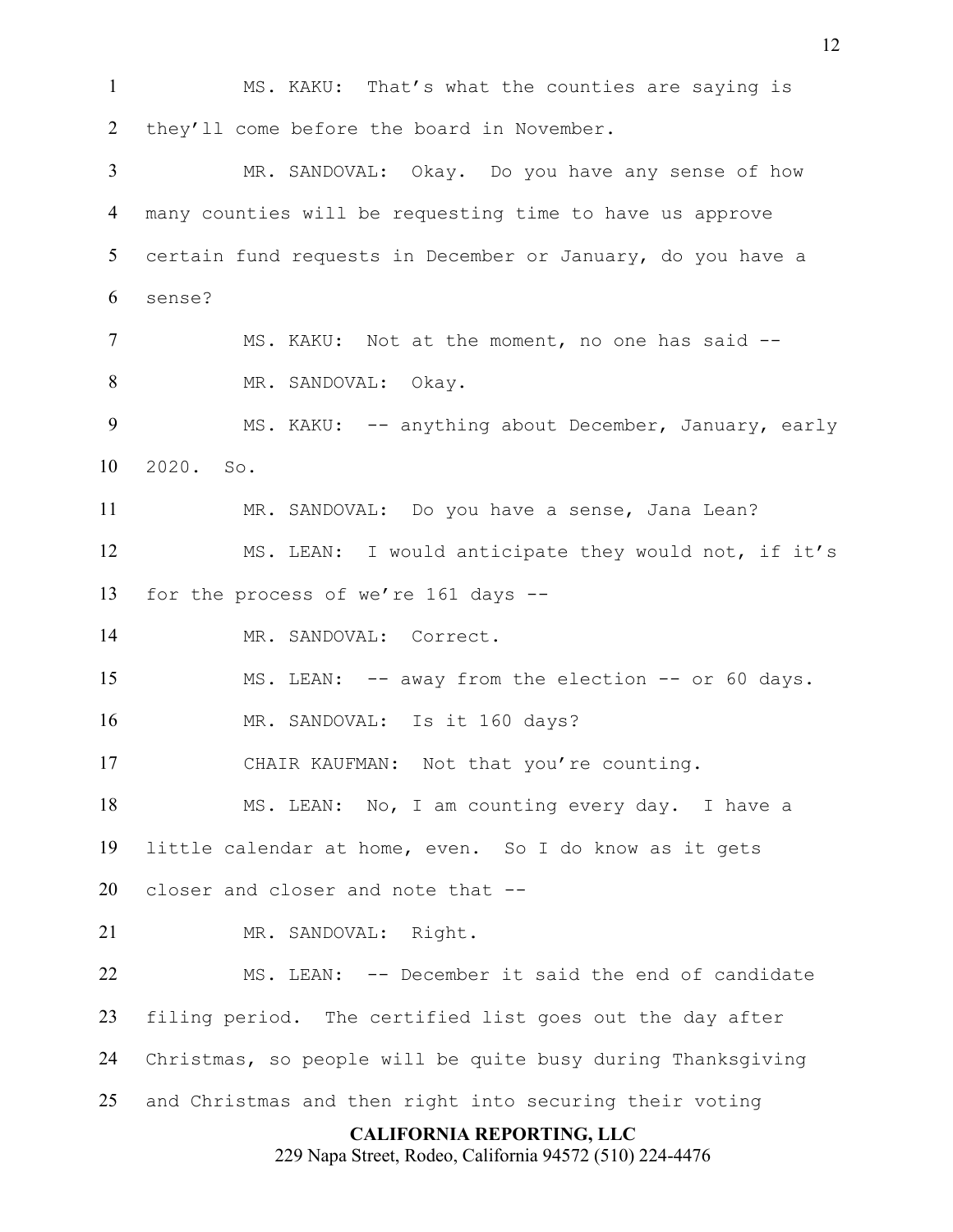MS. KAKU: That's what the counties are saying is they'll come before the board in November.

MR. SANDOVAL: Okay. Do you have any sense of how many counties will be requesting time to have us approve certain fund requests in December or January, do you have a sense?

MS. KAKU: Not at the moment, no one has said --

MR. SANDOVAL: Okay.

MS. KAKU: -- anything about December, January, early 2020. So.

MR. SANDOVAL: Do you have a sense, Jana Lean?

MS. LEAN: I would anticipate they would not, if it's for the process of we're 161 days --

MR. SANDOVAL: Correct.

MS. LEAN: -- away from the election -- or 60 days.

MR. SANDOVAL: Is it 160 days?

CHAIR KAUFMAN: Not that you're counting.

MS. LEAN: No, I am counting every day. I have a little calendar at home, even. So I do know as it gets closer and closer and note that --

MR. SANDOVAL: Right.

MS. LEAN: -- December it said the end of candidate filing period. The certified list goes out the day after Christmas, so people will be quite busy during Thanksgiving and Christmas and then right into securing their voting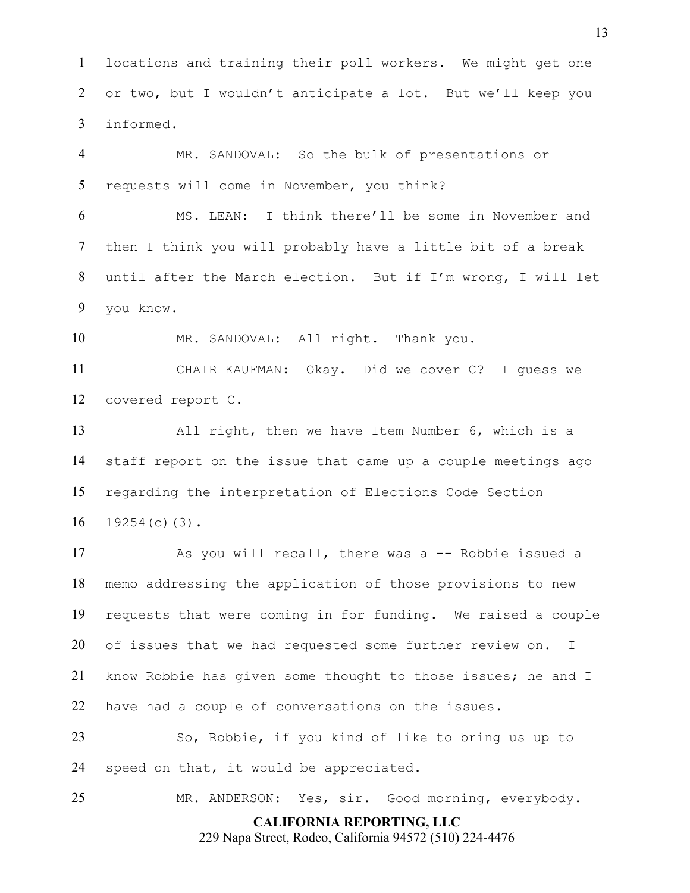locations and training their poll workers. We might get one or two, but I wouldn't anticipate a lot. But we'll keep you informed.

MR. SANDOVAL: So the bulk of presentations or requests will come in November, you think?

MS. LEAN: I think there'll be some in November and then I think you will probably have a little bit of a break until after the March election. But if I'm wrong, I will let you know.

MR. SANDOVAL: All right. Thank you.

CHAIR KAUFMAN: Okay. Did we cover C? I guess we covered report C.

All right, then we have Item Number 6, which is a staff report on the issue that came up a couple meetings ago regarding the interpretation of Elections Code Section 19254(c)(3).

As you will recall, there was a -- Robbie issued a memo addressing the application of those provisions to new requests that were coming in for funding. We raised a couple of issues that we had requested some further review on. I know Robbie has given some thought to those issues; he and I have had a couple of conversations on the issues.

So, Robbie, if you kind of like to bring us up to speed on that, it would be appreciated.

MR. ANDERSON: Yes, sir. Good morning, everybody.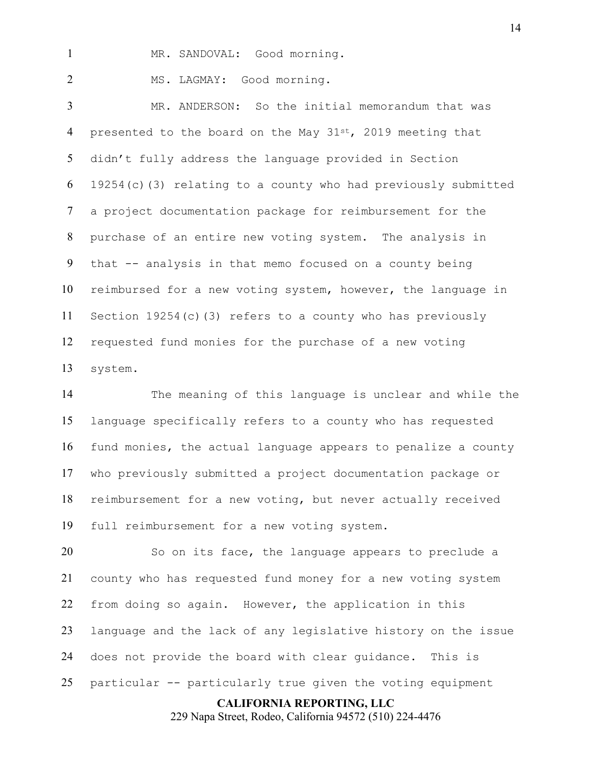MR. SANDOVAL: Good morning.

MS. LAGMAY: Good morning.

MR. ANDERSON: So the initial memorandum that was presented to the board on the May 31st, 2019 meeting that didn't fully address the language provided in Section 19254(c)(3) relating to a county who had previously submitted a project documentation package for reimbursement for the purchase of an entire new voting system. The analysis in that -- analysis in that memo focused on a county being reimbursed for a new voting system, however, the language in Section 19254(c)(3) refers to a county who has previously requested fund monies for the purchase of a new voting system.

The meaning of this language is unclear and while the language specifically refers to a county who has requested fund monies, the actual language appears to penalize a county who previously submitted a project documentation package or reimbursement for a new voting, but never actually received full reimbursement for a new voting system.

So on its face, the language appears to preclude a county who has requested fund money for a new voting system from doing so again. However, the application in this language and the lack of any legislative history on the issue does not provide the board with clear guidance. This is particular -- particularly true given the voting equipment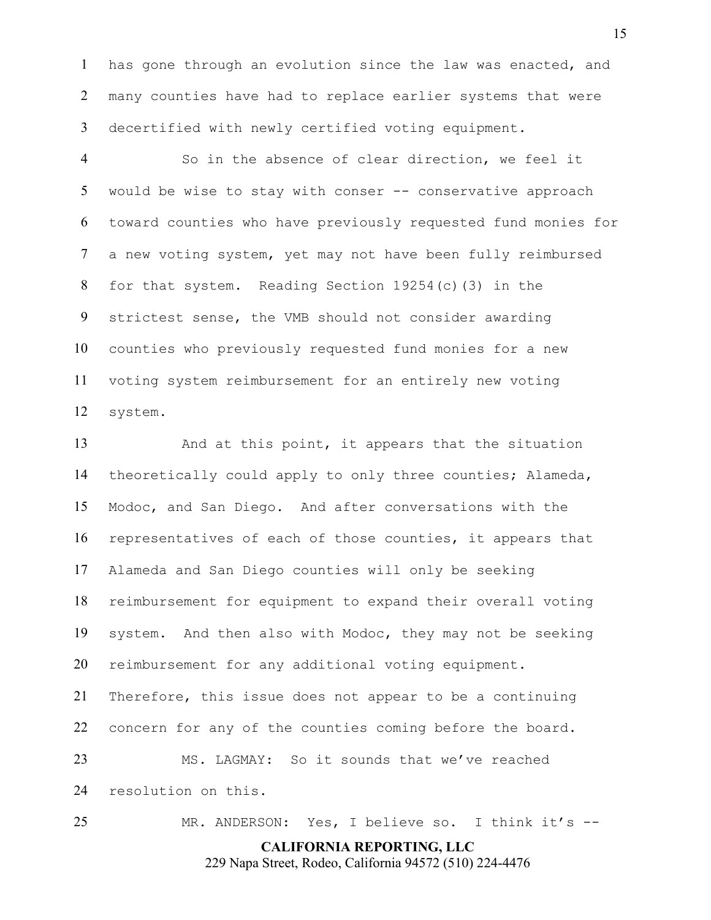has gone through an evolution since the law was enacted, and many counties have had to replace earlier systems that were decertified with newly certified voting equipment.

So in the absence of clear direction, we feel it would be wise to stay with conser -- conservative approach toward counties who have previously requested fund monies for a new voting system, yet may not have been fully reimbursed for that system. Reading Section 19254(c)(3) in the strictest sense, the VMB should not consider awarding counties who previously requested fund monies for a new voting system reimbursement for an entirely new voting system.

And at this point, it appears that the situation theoretically could apply to only three counties; Alameda, Modoc, and San Diego. And after conversations with the representatives of each of those counties, it appears that Alameda and San Diego counties will only be seeking reimbursement for equipment to expand their overall voting system. And then also with Modoc, they may not be seeking reimbursement for any additional voting equipment. Therefore, this issue does not appear to be a continuing concern for any of the counties coming before the board.

MS. LAGMAY: So it sounds that we've reached resolution on this.

MR. ANDERSON: Yes, I believe so. I think it's --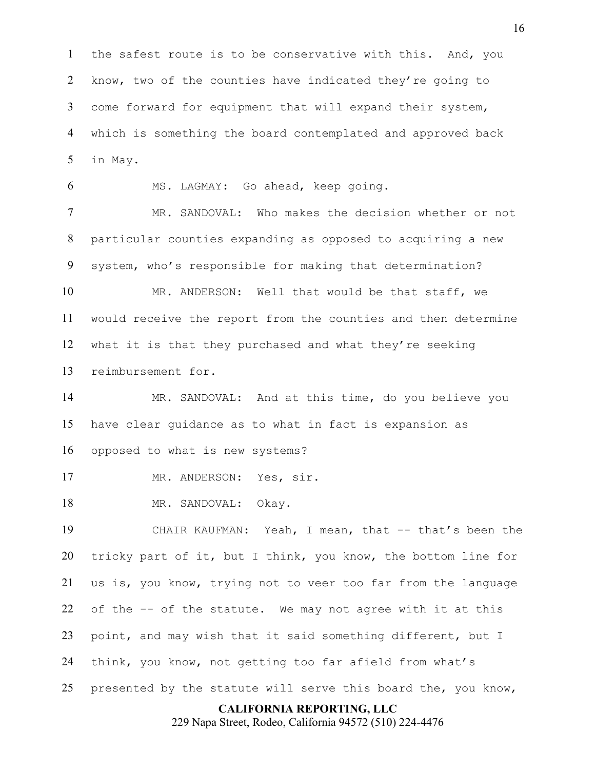the safest route is to be conservative with this. And, you know, two of the counties have indicated they're going to come forward for equipment that will expand their system, which is something the board contemplated and approved back in May.

MS. LAGMAY: Go ahead, keep going.

MR. SANDOVAL: Who makes the decision whether or not particular counties expanding as opposed to acquiring a new system, who's responsible for making that determination?

MR. ANDERSON: Well that would be that staff, we would receive the report from the counties and then determine what it is that they purchased and what they're seeking reimbursement for.

MR. SANDOVAL: And at this time, do you believe you have clear guidance as to what in fact is expansion as opposed to what is new systems?

MR. ANDERSON: Yes, sir.

MR. SANDOVAL: Okay.

CHAIR KAUFMAN: Yeah, I mean, that -- that's been the tricky part of it, but I think, you know, the bottom line for us is, you know, trying not to veer too far from the language of the -- of the statute. We may not agree with it at this point, and may wish that it said something different, but I think, you know, not getting too far afield from what's presented by the statute will serve this board the, you know,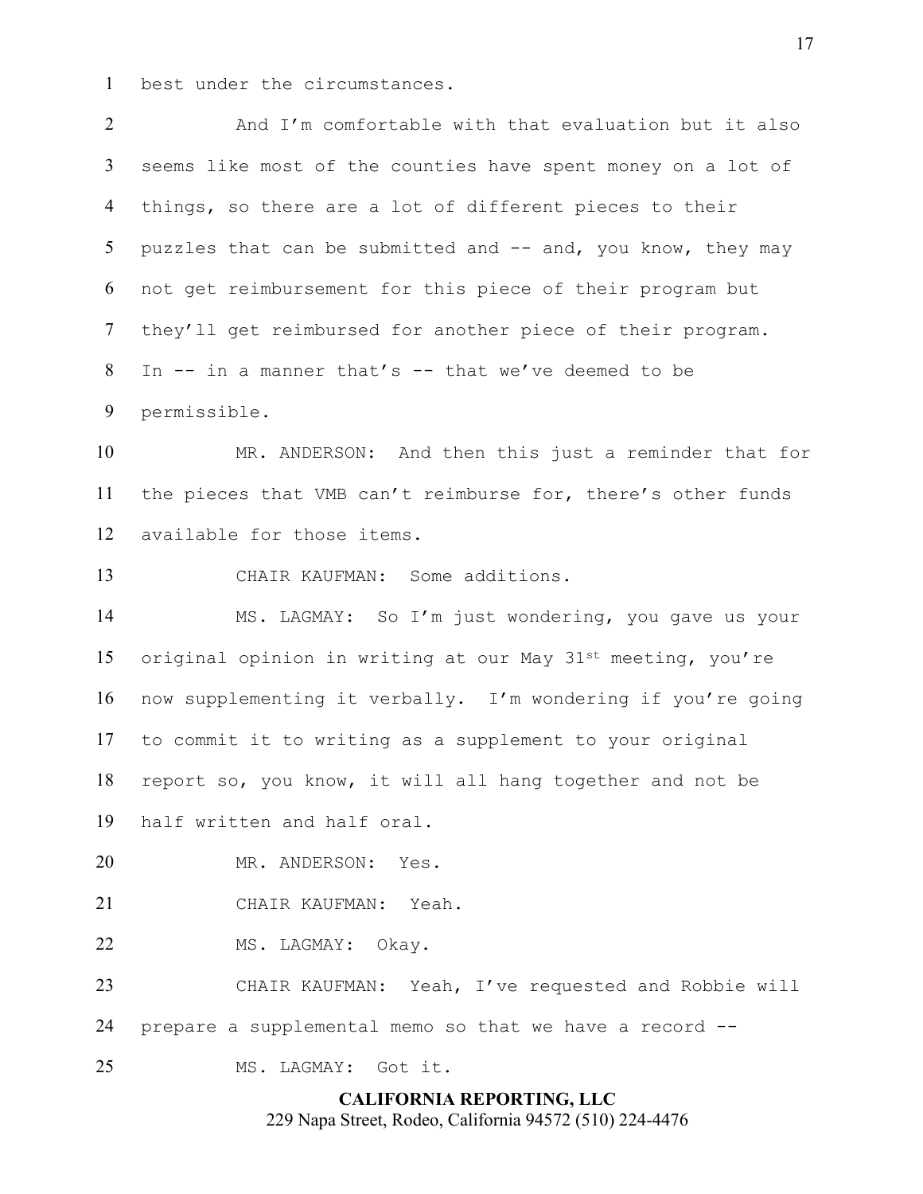best under the circumstances.

And I'm comfortable with that evaluation but it also seems like most of the counties have spent money on a lot of things, so there are a lot of different pieces to their puzzles that can be submitted and -- and, you know, they may not get reimbursement for this piece of their program but they'll get reimbursed for another piece of their program. In -- in a manner that's -- that we've deemed to be permissible.

MR. ANDERSON: And then this just a reminder that for the pieces that VMB can't reimburse for, there's other funds available for those items.

CHAIR KAUFMAN: Some additions.

MS. LAGMAY: So I'm just wondering, you gave us your original opinion in writing at our May 31st meeting, you're now supplementing it verbally. I'm wondering if you're going to commit it to writing as a supplement to your original report so, you know, it will all hang together and not be half written and half oral.

MR. ANDERSON: Yes.

CHAIR KAUFMAN: Yeah.

MS. LAGMAY: Okay.

CHAIR KAUFMAN: Yeah, I've requested and Robbie will prepare a supplemental memo so that we have a record --

MS. LAGMAY: Got it.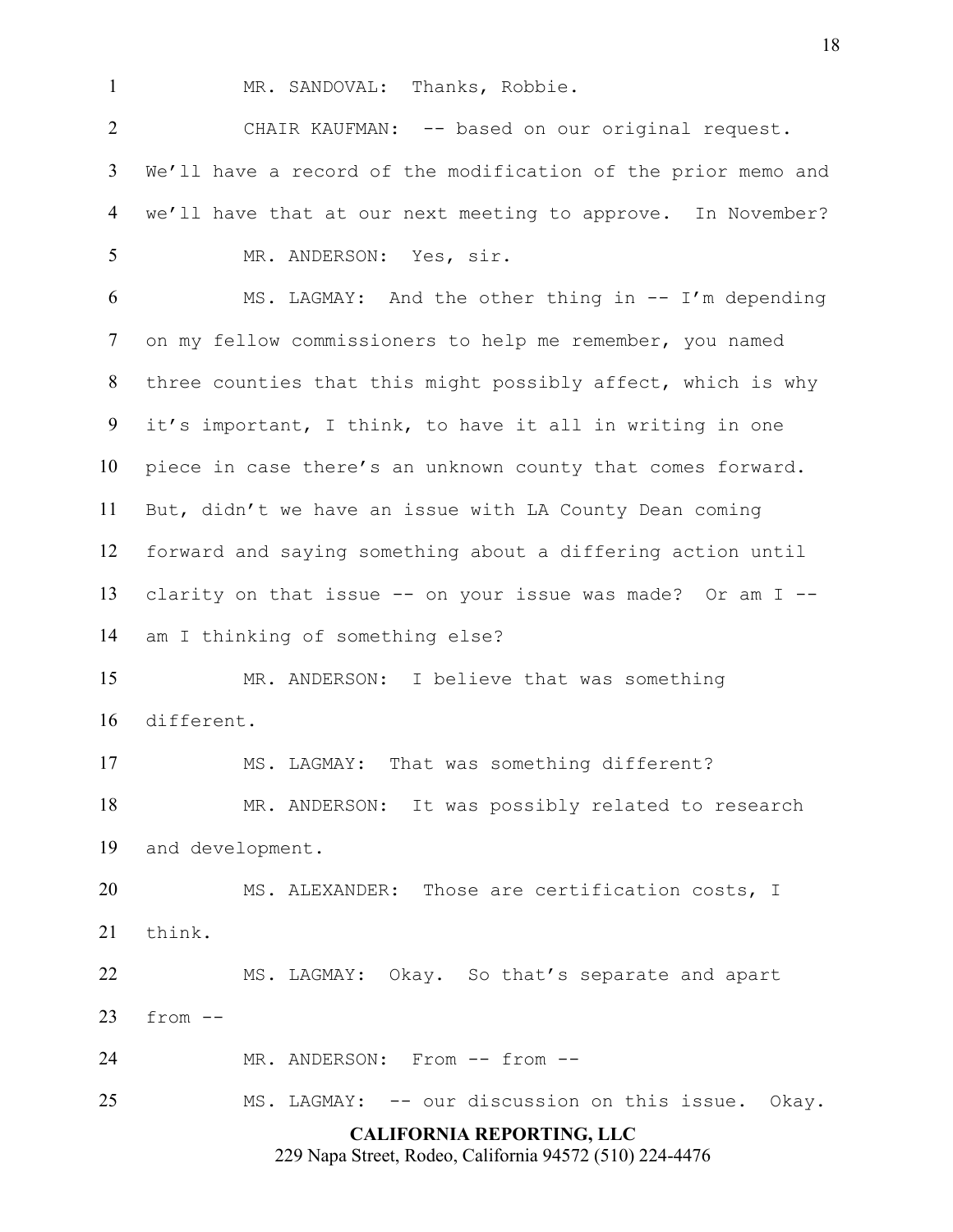MR. SANDOVAL: Thanks, Robbie.

CHAIR KAUFMAN: -- based on our original request. We'll have a record of the modification of the prior memo and we'll have that at our next meeting to approve. In November?

MR. ANDERSON: Yes, sir.

MS. LAGMAY: And the other thing in -- I'm depending on my fellow commissioners to help me remember, you named three counties that this might possibly affect, which is why it's important, I think, to have it all in writing in one piece in case there's an unknown county that comes forward. But, didn't we have an issue with LA County Dean coming forward and saying something about a differing action until clarity on that issue -- on your issue was made? Or am I -- am I thinking of something else?

MR. ANDERSON: I believe that was something different.

MS. LAGMAY: That was something different?

MR. ANDERSON: It was possibly related to research and development.

MS. ALEXANDER: Those are certification costs, I think.

MS. LAGMAY: Okay. So that's separate and apart from --

MR. ANDERSON: From -- from --

MS. LAGMAY: -- our discussion on this issue. Okay.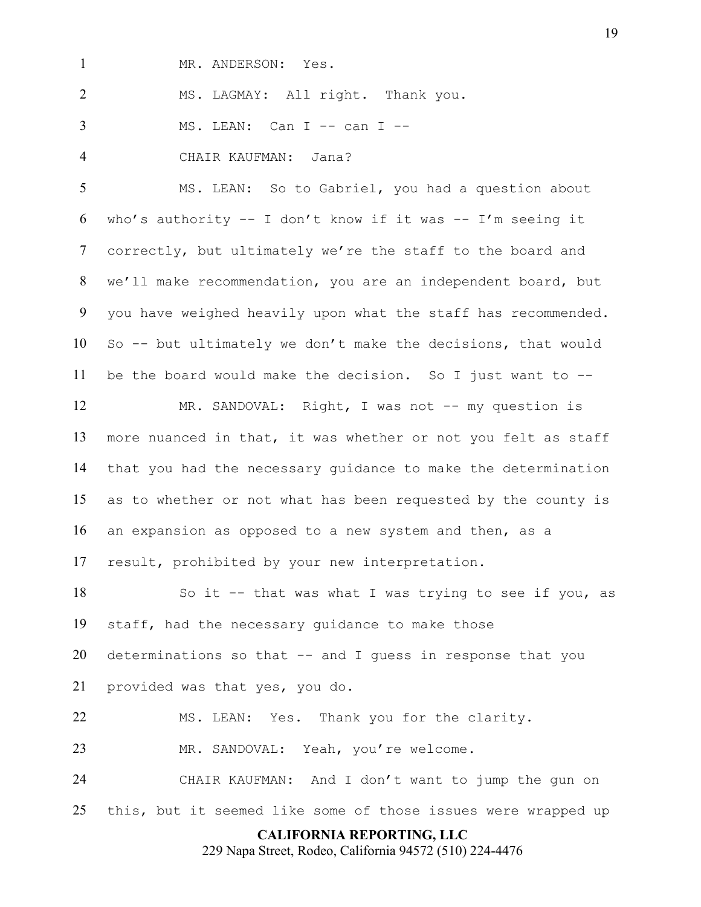MR. ANDERSON: Yes.

MS. LAGMAY: All right. Thank you.

MS. LEAN: Can I -- can I --

CHAIR KAUFMAN: Jana?

MS. LEAN: So to Gabriel, you had a question about who's authority -- I don't know if it was -- I'm seeing it correctly, but ultimately we're the staff to the board and we'll make recommendation, you are an independent board, but you have weighed heavily upon what the staff has recommended. So -- but ultimately we don't make the decisions, that would be the board would make the decision. So I just want to --

MR. SANDOVAL: Right, I was not -- my question is more nuanced in that, it was whether or not you felt as staff that you had the necessary guidance to make the determination as to whether or not what has been requested by the county is an expansion as opposed to a new system and then, as a result, prohibited by your new interpretation.

So it -- that was what I was trying to see if you, as staff, had the necessary guidance to make those determinations so that -- and I guess in response that you provided was that yes, you do.

MS. LEAN: Yes. Thank you for the clarity.

MR. SANDOVAL: Yeah, you're welcome.

CHAIR KAUFMAN: And I don't want to jump the gun on this, but it seemed like some of those issues were wrapped up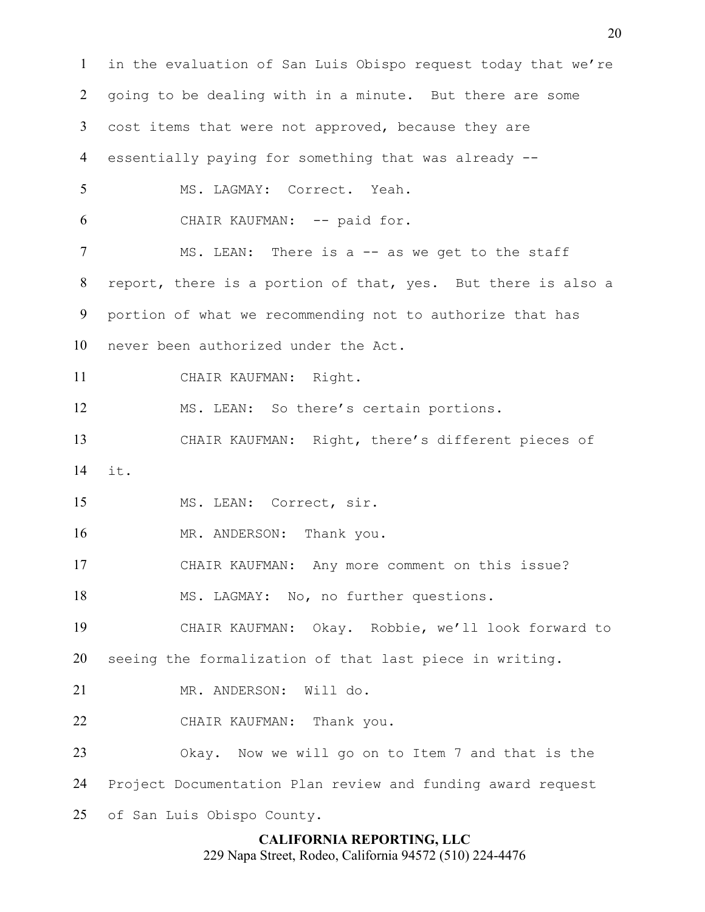in the evaluation of San Luis Obispo request today that we're going to be dealing with in a minute. But there are some cost items that were not approved, because they are essentially paying for something that was already --

MS. LAGMAY: Correct. Yeah.

CHAIR KAUFMAN: -- paid for.

MS. LEAN: There is a -- as we get to the staff report, there is a portion of that, yes. But there is also a portion of what we recommending not to authorize that has never been authorized under the Act.

CHAIR KAUFMAN: Right.

MS. LEAN: So there's certain portions.

CHAIR KAUFMAN: Right, there's different pieces of it.

MS. LEAN: Correct, sir.

MR. ANDERSON: Thank you.

CHAIR KAUFMAN: Any more comment on this issue?

MS. LAGMAY: No, no further questions.

CHAIR KAUFMAN: Okay. Robbie, we'll look forward to seeing the formalization of that last piece in writing.

MR. ANDERSON: Will do.

CHAIR KAUFMAN: Thank you.

Okay. Now we will go on to Item 7 and that is the Project Documentation Plan review and funding award request of San Luis Obispo County.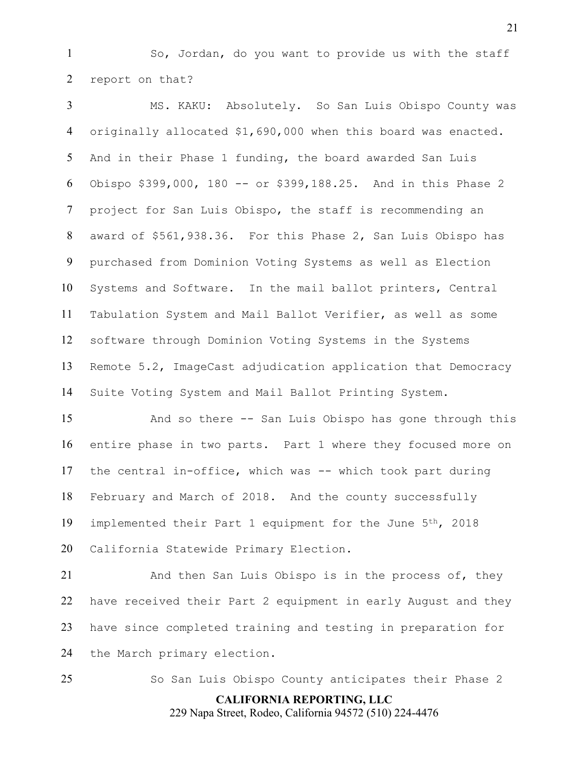So, Jordan, do you want to provide us with the staff report on that?

MS. KAKU: Absolutely. So San Luis Obispo County was originally allocated $1,690,000 when this board was enacted. And in their Phase 1 funding, the board awarded San Luis Obispo $399,000, 180 -- or $399,188.25. And in this Phase 2 project for San Luis Obispo, the staff is recommending an award of $561,938.36. For this Phase 2, San Luis Obispo has purchased from Dominion Voting Systems as well as Election Systems and Software. In the mail ballot printers, Central Tabulation System and Mail Ballot Verifier, as well as some software through Dominion Voting Systems in the Systems Remote 5.2, ImageCast adjudication application that Democracy Suite Voting System and Mail Ballot Printing System.

And so there -- San Luis Obispo has gone through this entire phase in two parts. Part 1 where they focused more on the central in-office, which was -- which took part during February and March of 2018. And the county successfully implemented their Part 1 equipment for the June 5th, 2018 California Statewide Primary Election.

And then San Luis Obispo is in the process of, they have received their Part 2 equipment in early August and they have since completed training and testing in preparation for the March primary election.

So San Luis Obispo County anticipates their Phase 2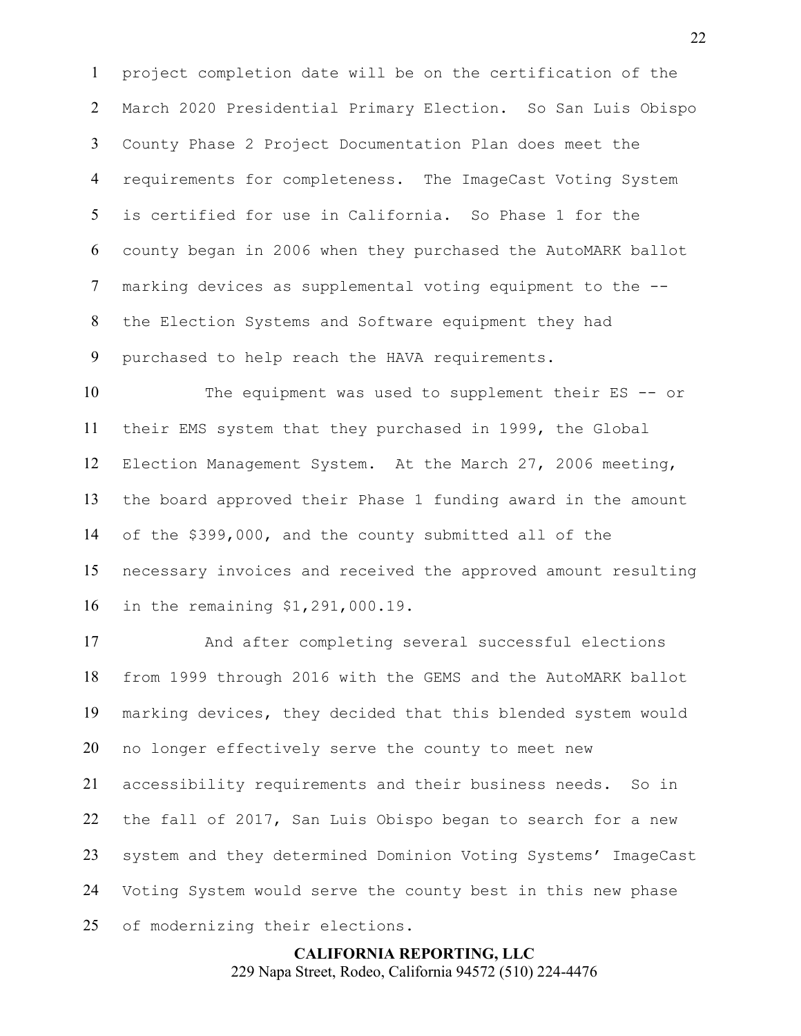project completion date will be on the certification of the March 2020 Presidential Primary Election. So San Luis Obispo County Phase 2 Project Documentation Plan does meet the requirements for completeness. The ImageCast Voting System is certified for use in California. So Phase 1 for the county began in 2006 when they purchased the AutoMARK ballot marking devices as supplemental voting equipment to the -- the Election Systems and Software equipment they had purchased to help reach the HAVA requirements.

The equipment was used to supplement their ES -- or their EMS system that they purchased in 1999, the Global Election Management System. At the March 27, 2006 meeting, the board approved their Phase 1 funding award in the amount of the $399,000, and the county submitted all of the necessary invoices and received the approved amount resulting in the remaining $1,291,000.19.

And after completing several successful elections from 1999 through 2016 with the GEMS and the AutoMARK ballot marking devices, they decided that this blended system would no longer effectively serve the county to meet new accessibility requirements and their business needs. So in the fall of 2017, San Luis Obispo began to search for a new system and they determined Dominion Voting Systems' ImageCast Voting System would serve the county best in this new phase of modernizing their elections.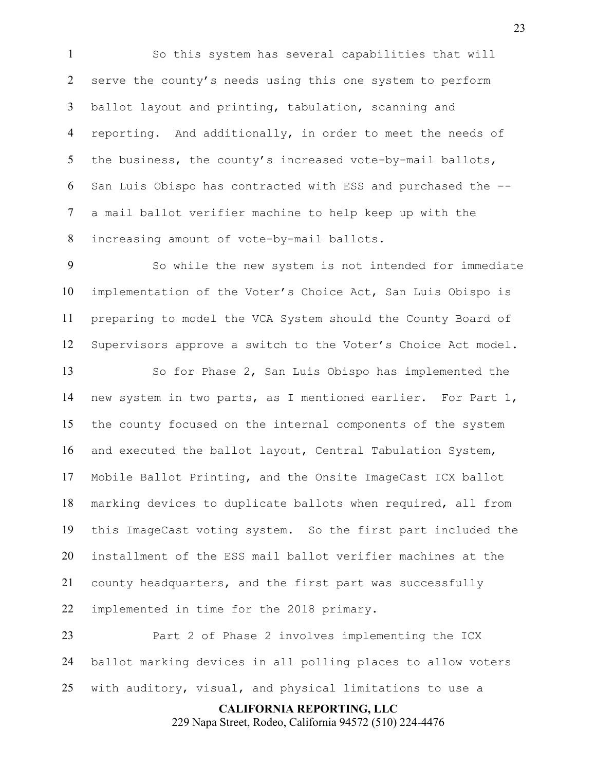So this system has several capabilities that will serve the county's needs using this one system to perform ballot layout and printing, tabulation, scanning and reporting. And additionally, in order to meet the needs of the business, the county's increased vote-by-mail ballots, San Luis Obispo has contracted with ESS and purchased the -- a mail ballot verifier machine to help keep up with the increasing amount of vote-by-mail ballots.

So while the new system is not intended for immediate implementation of the Voter's Choice Act, San Luis Obispo is preparing to model the VCA System should the County Board of Supervisors approve a switch to the Voter's Choice Act model.

So for Phase 2, San Luis Obispo has implemented the new system in two parts, as I mentioned earlier. For Part 1, the county focused on the internal components of the system and executed the ballot layout, Central Tabulation System, Mobile Ballot Printing, and the Onsite ImageCast ICX ballot marking devices to duplicate ballots when required, all from this ImageCast voting system. So the first part included the installment of the ESS mail ballot verifier machines at the county headquarters, and the first part was successfully implemented in time for the 2018 primary.

Part 2 of Phase 2 involves implementing the ICX ballot marking devices in all polling places to allow voters with auditory, visual, and physical limitations to use a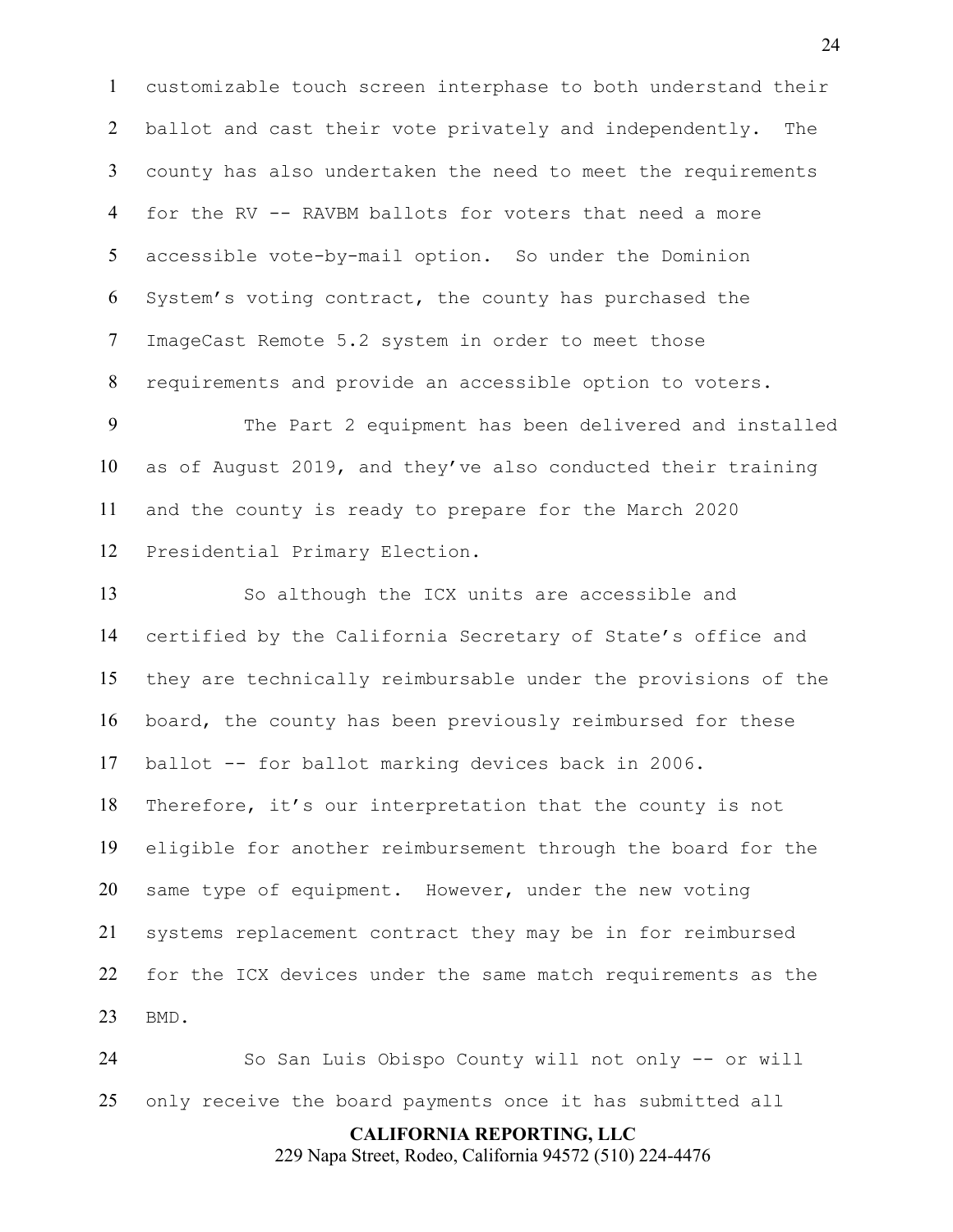customizable touch screen interphase to both understand their ballot and cast their vote privately and independently. The county has also undertaken the need to meet the requirements for the RV -- RAVBM ballots for voters that need a more accessible vote-by-mail option. So under the Dominion System's voting contract, the county has purchased the ImageCast Remote 5.2 system in order to meet those requirements and provide an accessible option to voters.

The Part 2 equipment has been delivered and installed as of August 2019, and they've also conducted their training and the county is ready to prepare for the March 2020 Presidential Primary Election.

So although the ICX units are accessible and certified by the California Secretary of State's office and they are technically reimbursable under the provisions of the board, the county has been previously reimbursed for these ballot -- for ballot marking devices back in 2006. Therefore, it's our interpretation that the county is not eligible for another reimbursement through the board for the same type of equipment. However, under the new voting systems replacement contract they may be in for reimbursed for the ICX devices under the same match requirements as the BMD.

So San Luis Obispo County will not only -- or will only receive the board payments once it has submitted all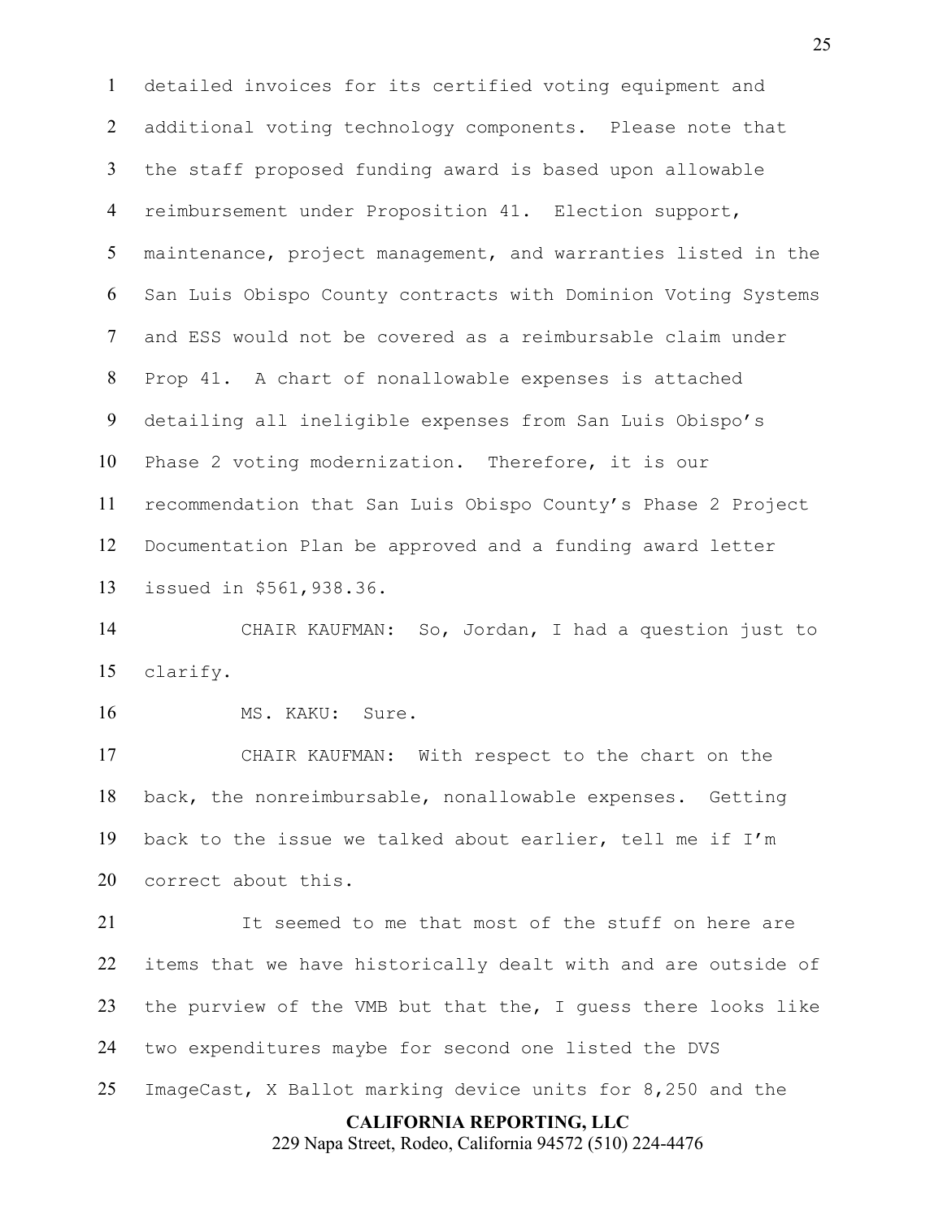detailed invoices for its certified voting equipment and additional voting technology components. Please note that the staff proposed funding award is based upon allowable reimbursement under Proposition 41. Election support, maintenance, project management, and warranties listed in the San Luis Obispo County contracts with Dominion Voting Systems and ESS would not be covered as a reimbursable claim under Prop 41. A chart of nonallowable expenses is attached detailing all ineligible expenses from San Luis Obispo's Phase 2 voting modernization. Therefore, it is our recommendation that San Luis Obispo County's Phase 2 Project Documentation Plan be approved and a funding award letter issued in $561,938.36.

CHAIR KAUFMAN: So, Jordan, I had a question just to clarify.

MS. KAKU: Sure.

CHAIR KAUFMAN: With respect to the chart on the back, the nonreimbursable, nonallowable expenses. Getting back to the issue we talked about earlier, tell me if I'm correct about this.

It seemed to me that most of the stuff on here are items that we have historically dealt with and are outside of the purview of the VMB but that the, I guess there looks like two expenditures maybe for second one listed the DVS ImageCast, X Ballot marking device units for 8,250 and the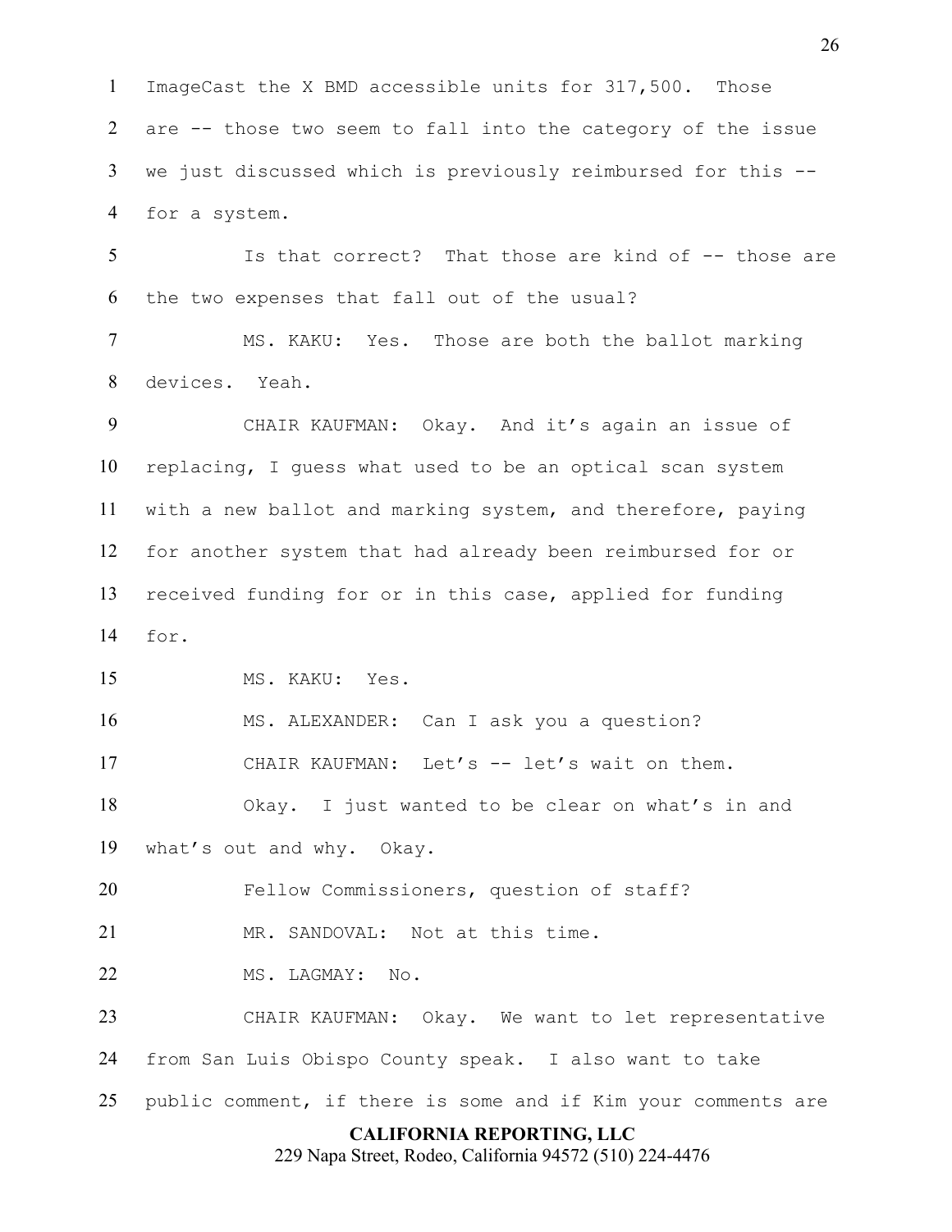ImageCast the X BMD accessible units for 317,500. Those are -- those two seem to fall into the category of the issue we just discussed which is previously reimbursed for this -- for a system.

Is that correct? That those are kind of -- those are the two expenses that fall out of the usual?

MS. KAKU: Yes. Those are both the ballot marking devices. Yeah.

CHAIR KAUFMAN: Okay. And it's again an issue of replacing, I guess what used to be an optical scan system with a new ballot and marking system, and therefore, paying for another system that had already been reimbursed for or received funding for or in this case, applied for funding for.

MS. KAKU: Yes.

MS. ALEXANDER: Can I ask you a question?

CHAIR KAUFMAN: Let's -- let's wait on them.

Okay. I just wanted to be clear on what's in and what's out and why. Okay.

Fellow Commissioners, question of staff?

MR. SANDOVAL: Not at this time.

MS. LAGMAY: No.

CHAIR KAUFMAN: Okay. We want to let representative from San Luis Obispo County speak. I also want to take public comment, if there is some and if Kim your comments are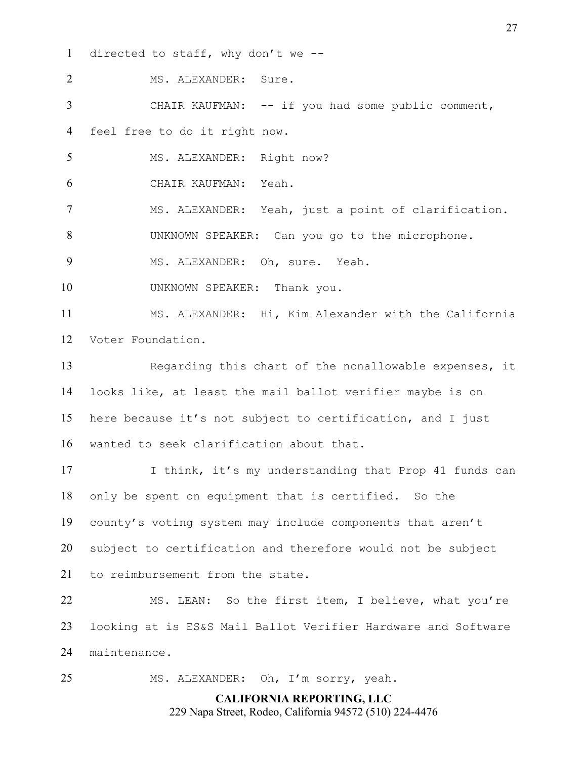directed to staff, why don't we --

MS. ALEXANDER: Sure.

CHAIR KAUFMAN: -- if you had some public comment, feel free to do it right now.

MS. ALEXANDER: Right now?

CHAIR KAUFMAN: Yeah.

MS. ALEXANDER: Yeah, just a point of clarification.

UNKNOWN SPEAKER: Can you go to the microphone.

MS. ALEXANDER: Oh, sure. Yeah.

UNKNOWN SPEAKER: Thank you.

MS. ALEXANDER: Hi, Kim Alexander with the California Voter Foundation.

Regarding this chart of the nonallowable expenses, it looks like, at least the mail ballot verifier maybe is on here because it's not subject to certification, and I just wanted to seek clarification about that.

I think, it's my understanding that Prop 41 funds can only be spent on equipment that is certified. So the county's voting system may include components that aren't subject to certification and therefore would not be subject to reimbursement from the state.

MS. LEAN: So the first item, I believe, what you're looking at is ES&S Mail Ballot Verifier Hardware and Software maintenance.

MS. ALEXANDER: Oh, I'm sorry, yeah.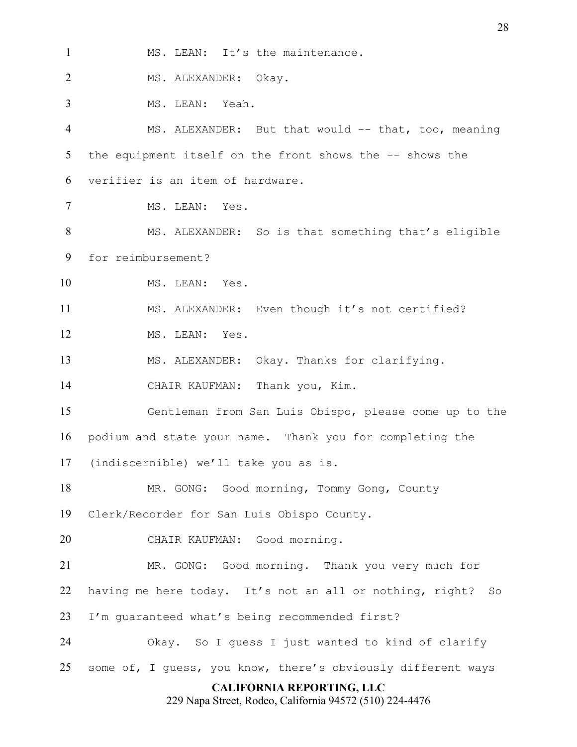MS. LEAN: It's the maintenance.

MS. ALEXANDER: Okay.

MS. LEAN: Yeah.

MS. ALEXANDER: But that would -- that, too, meaning the equipment itself on the front shows the -- shows the verifier is an item of hardware.

MS. LEAN: Yes.

MS. ALEXANDER: So is that something that's eligible for reimbursement?

MS. LEAN: Yes.

MS. ALEXANDER: Even though it's not certified?

MS. LEAN: Yes.

MS. ALEXANDER: Okay. Thanks for clarifying.

CHAIR KAUFMAN: Thank you, Kim.

Gentleman from San Luis Obispo, please come up to the podium and state your name. Thank you for completing the (indiscernible) we'll take you as is.

MR. GONG: Good morning, Tommy Gong, County Clerk/Recorder for San Luis Obispo County.

CHAIR KAUFMAN: Good morning.

MR. GONG: Good morning. Thank you very much for having me here today. It's not an all or nothing, right? So I'm guaranteed what's being recommended first?

Okay. So I guess I just wanted to kind of clarify some of, I guess, you know, there's obviously different ways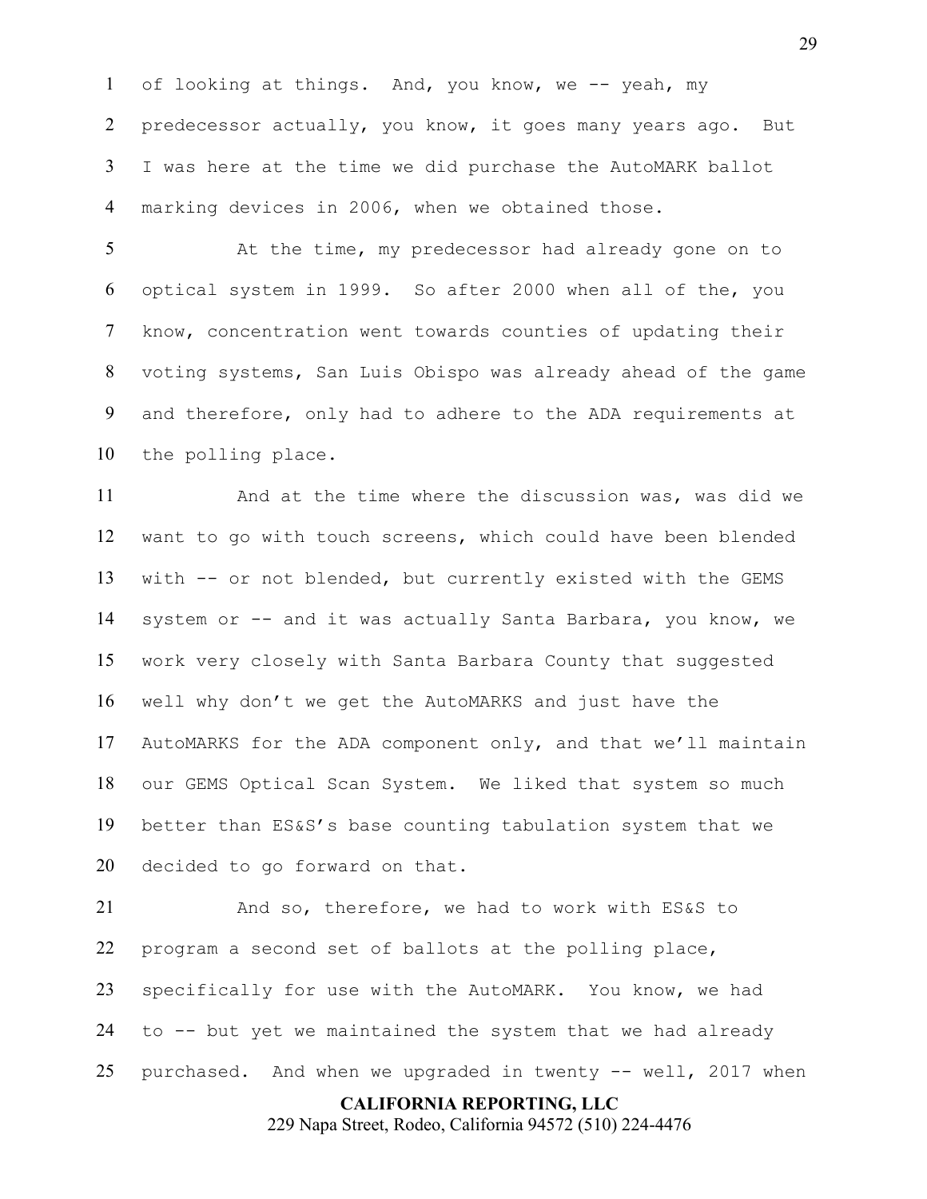of looking at things. And, you know, we -- yeah, my predecessor actually, you know, it goes many years ago. But I was here at the time we did purchase the AutoMARK ballot marking devices in 2006, when we obtained those.

At the time, my predecessor had already gone on to optical system in 1999. So after 2000 when all of the, you know, concentration went towards counties of updating their voting systems, San Luis Obispo was already ahead of the game and therefore, only had to adhere to the ADA requirements at the polling place.

And at the time where the discussion was, was did we want to go with touch screens, which could have been blended with -- or not blended, but currently existed with the GEMS system or -- and it was actually Santa Barbara, you know, we work very closely with Santa Barbara County that suggested well why don't we get the AutoMARKS and just have the AutoMARKS for the ADA component only, and that we'll maintain our GEMS Optical Scan System. We liked that system so much better than ES&S's base counting tabulation system that we decided to go forward on that.

And so, therefore, we had to work with ES&S to program a second set of ballots at the polling place, specifically for use with the AutoMARK. You know, we had to -- but yet we maintained the system that we had already purchased. And when we upgraded in twenty -- well, 2017 when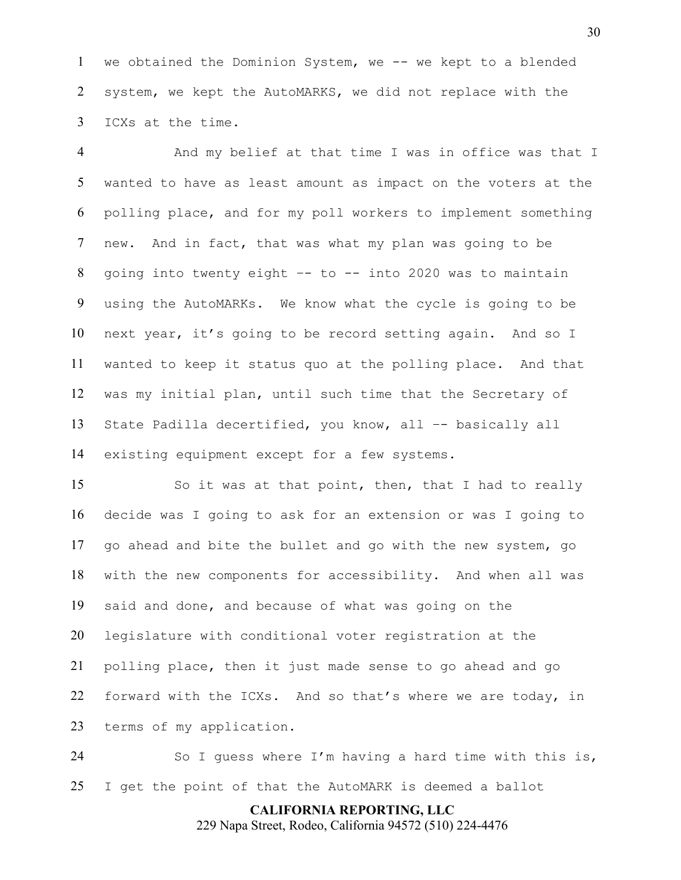1 we obtained the Dominion System, we -- we kept to a blended
2 system, we kept the AutoMARKS, we did not replace with the
3 ICXs at the time.

4 And my belief at that time I was in office was that I
5 wanted to have as least amount as impact on the voters at the
6 polling place, and for my poll workers to implement something
7 new. And in fact, that was what my plan was going to be
8 going into twenty eight -- to -- into 2020 was to maintain
9 using the AutoMARKs. We know what the cycle is going to be
10 next year, it's going to be record setting again. And so I
11 wanted to keep it status quo at the polling place. And that
12 was my initial plan, until such time that the Secretary of
13 State Padilla decertified, you know, all -- basically all
14 existing equipment except for a few systems.

15 So it was at that point, then, that I had to really
16 decide was I going to ask for an extension or was I going to
17 go ahead and bite the bullet and go with the new system, go
18 with the new components for accessibility. And when all was
19 said and done, and because of what was going on the
20 legislature with conditional voter registration at the
21 polling place, then it just made sense to go ahead and go
22 forward with the ICXs. And so that's where we are today, in
23 terms of my application.

24 So I guess where I'm having a hard time with this is,
25 I get the point of that the AutoMARK is deemed a ballot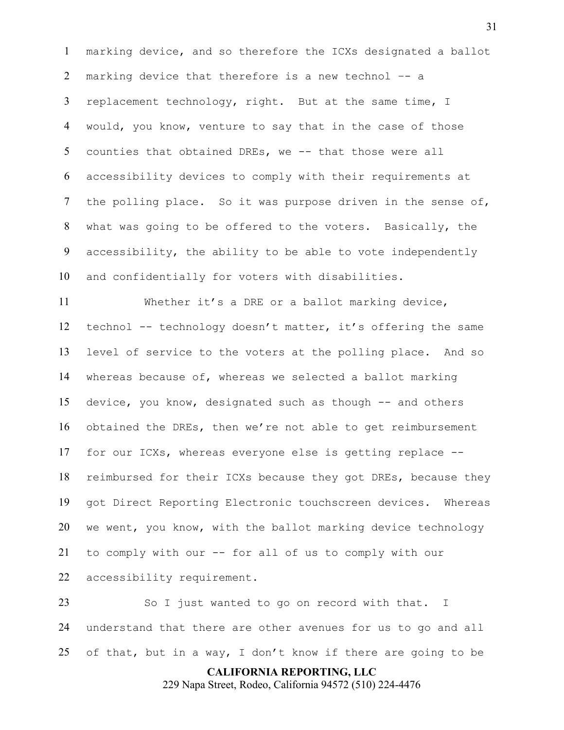marking device, and so therefore the ICXs designated a ballot marking device that therefore is a new technol –- a replacement technology, right. But at the same time, I would, you know, venture to say that in the case of those counties that obtained DREs, we -- that those were all accessibility devices to comply with their requirements at the polling place. So it was purpose driven in the sense of, what was going to be offered to the voters. Basically, the accessibility, the ability to be able to vote independently and confidentially for voters with disabilities.

Whether it’s a DRE or a ballot marking device, technol -- technology doesn’t matter, it’s offering the same level of service to the voters at the polling place. And so whereas because of, whereas we selected a ballot marking device, you know, designated such as though -- and others obtained the DREs, then we’re not able to get reimbursement for our ICXs, whereas everyone else is getting replace -- reimbursed for their ICXs because they got DREs, because they got Direct Reporting Electronic touchscreen devices. Whereas we went, you know, with the ballot marking device technology to comply with our -- for all of us to comply with our accessibility requirement.

So I just wanted to go on record with that. I understand that there are other avenues for us to go and all of that, but in a way, I don’t know if there are going to be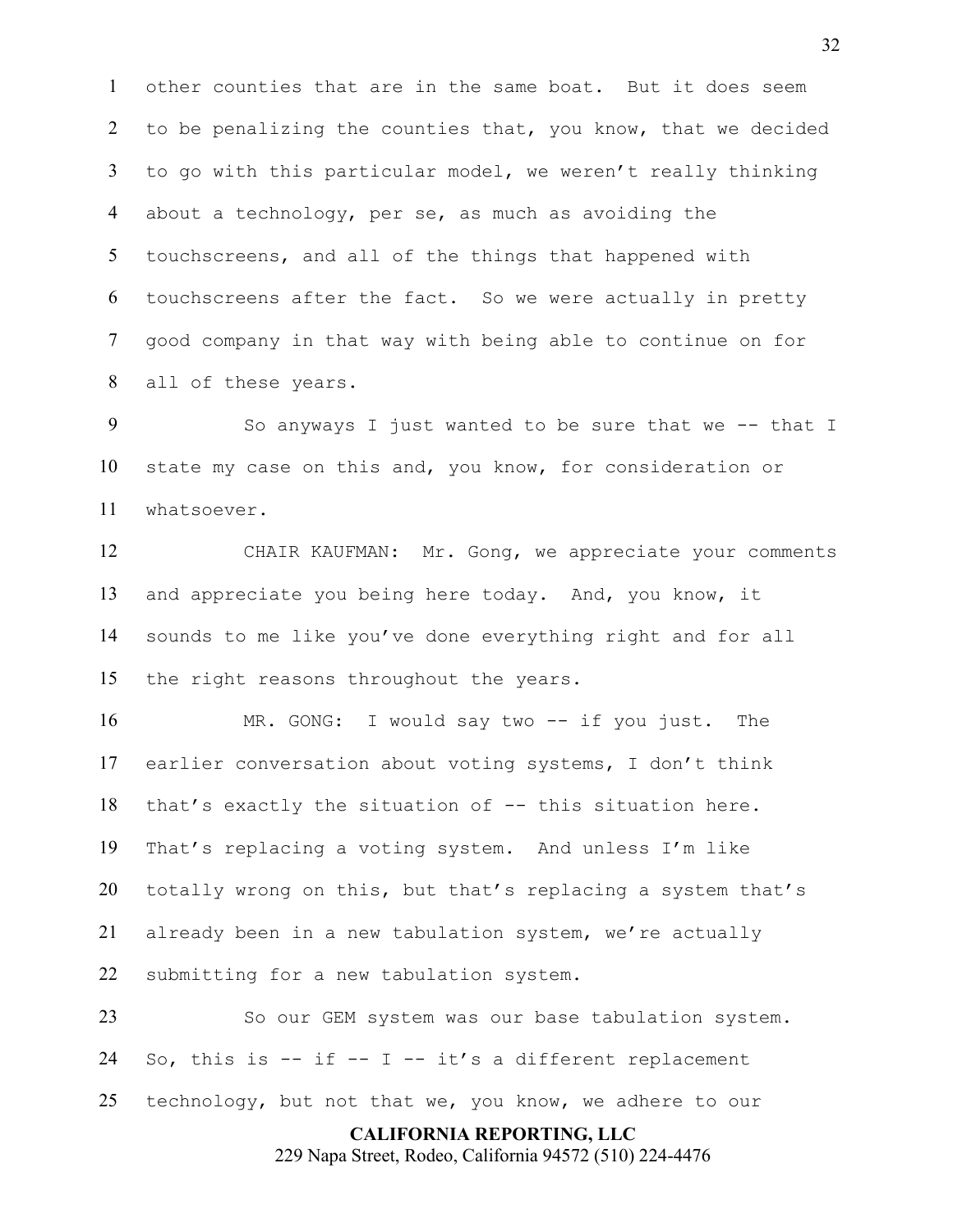other counties that are in the same boat. But it does seem to be penalizing the counties that, you know, that we decided to go with this particular model, we weren't really thinking about a technology, per se, as much as avoiding the touchscreens, and all of the things that happened with touchscreens after the fact. So we were actually in pretty good company in that way with being able to continue on for all of these years.

So anyways I just wanted to be sure that we -- that I state my case on this and, you know, for consideration or whatsoever.

CHAIR KAUFMAN: Mr. Gong, we appreciate your comments and appreciate you being here today. And, you know, it sounds to me like you've done everything right and for all the right reasons throughout the years.

MR. GONG: I would say two -- if you just. The earlier conversation about voting systems, I don't think that's exactly the situation of -- this situation here. That's replacing a voting system. And unless I'm like totally wrong on this, but that's replacing a system that's already been in a new tabulation system, we're actually submitting for a new tabulation system.

So our GEM system was our base tabulation system. So, this is -- if -- I -- it's a different replacement technology, but not that we, you know, we adhere to our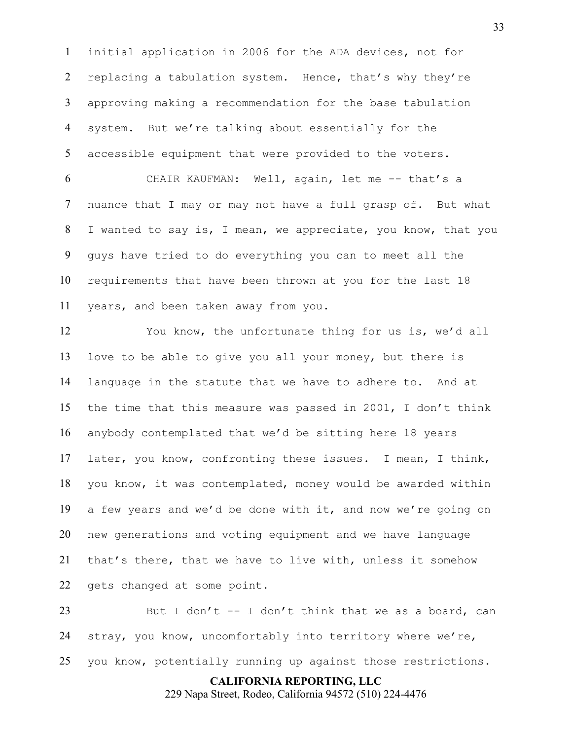initial application in 2006 for the ADA devices, not for replacing a tabulation system. Hence, that's why they're approving making a recommendation for the base tabulation system. But we're talking about essentially for the accessible equipment that were provided to the voters.

CHAIR KAUFMAN: Well, again, let me -- that's a nuance that I may or may not have a full grasp of. But what I wanted to say is, I mean, we appreciate, you know, that you guys have tried to do everything you can to meet all the requirements that have been thrown at you for the last 18 years, and been taken away from you.

You know, the unfortunate thing for us is, we'd all love to be able to give you all your money, but there is language in the statute that we have to adhere to. And at the time that this measure was passed in 2001, I don't think anybody contemplated that we'd be sitting here 18 years later, you know, confronting these issues. I mean, I think, you know, it was contemplated, money would be awarded within a few years and we'd be done with it, and now we're going on new generations and voting equipment and we have language that's there, that we have to live with, unless it somehow gets changed at some point.

But I don't -- I don't think that we as a board, can stray, you know, uncomfortably into territory where we're, you know, potentially running up against those restrictions.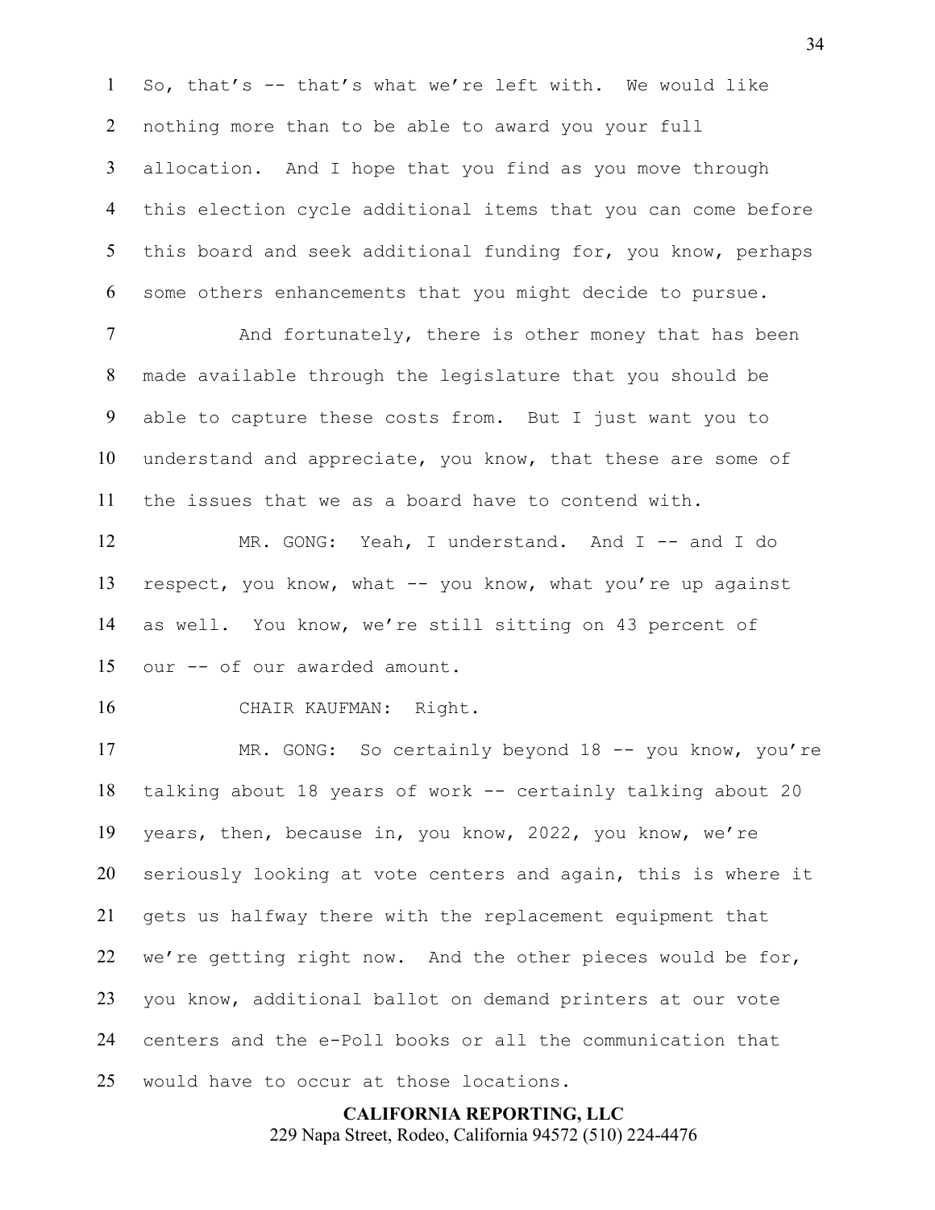So, that's -- that's what we're left with. We would like nothing more than to be able to award you your full allocation. And I hope that you find as you move through this election cycle additional items that you can come before this board and seek additional funding for, you know, perhaps some others enhancements that you might decide to pursue.

And fortunately, there is other money that has been made available through the legislature that you should be able to capture these costs from. But I just want you to understand and appreciate, you know, that these are some of the issues that we as a board have to contend with.

MR. GONG: Yeah, I understand. And I -- and I do respect, you know, what -- you know, what you're up against as well. You know, we're still sitting on 43 percent of our -- of our awarded amount.

CHAIR KAUFMAN: Right.

MR. GONG: So certainly beyond 18 -- you know, you're talking about 18 years of work -- certainly talking about 20 years, then, because in, you know, 2022, you know, we're seriously looking at vote centers and again, this is where it gets us halfway there with the replacement equipment that we're getting right now. And the other pieces would be for, you know, additional ballot on demand printers at our vote centers and the e-Poll books or all the communication that would have to occur at those locations.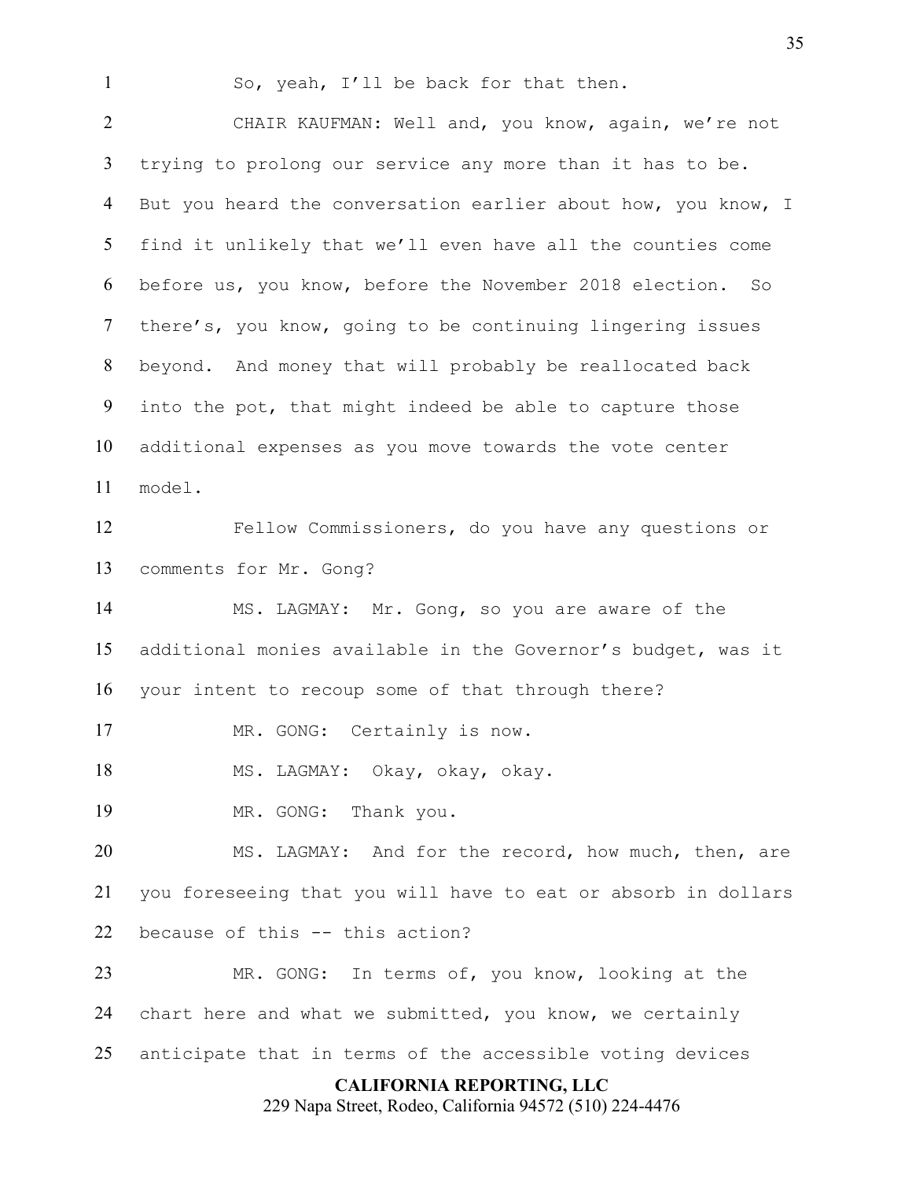So, yeah, I'll be back for that then.

CHAIR KAUFMAN: Well and, you know, again, we're not trying to prolong our service any more than it has to be. But you heard the conversation earlier about how, you know, I find it unlikely that we'll even have all the counties come before us, you know, before the November 2018 election. So there's, you know, going to be continuing lingering issues beyond. And money that will probably be reallocated back into the pot, that might indeed be able to capture those additional expenses as you move towards the vote center model.

Fellow Commissioners, do you have any questions or comments for Mr. Gong?

MS. LAGMAY: Mr. Gong, so you are aware of the additional monies available in the Governor's budget, was it your intent to recoup some of that through there?

MR. GONG: Certainly is now.

MS. LAGMAY: Okay, okay, okay.

MR. GONG: Thank you.

MS. LAGMAY: And for the record, how much, then, are you foreseeing that you will have to eat or absorb in dollars because of this -- this action?

MR. GONG: In terms of, you know, looking at the chart here and what we submitted, you know, we certainly anticipate that in terms of the accessible voting devices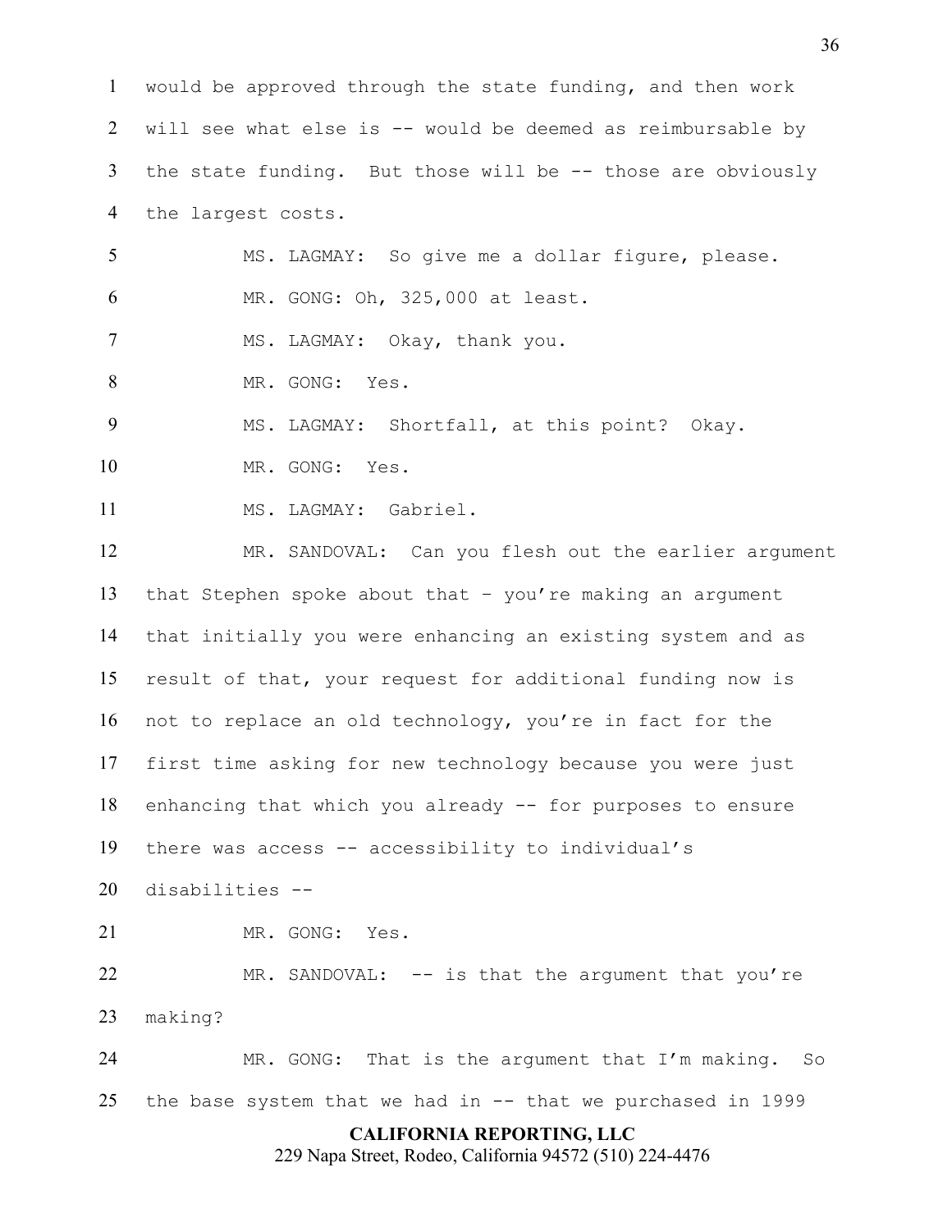would be approved through the state funding, and then work will see what else is -- would be deemed as reimbursable by the state funding. But those will be -- those are obviously the largest costs.

MS. LAGMAY: So give me a dollar figure, please.

MR. GONG: Oh, 325,000 at least.

MS. LAGMAY: Okay, thank you.

MR. GONG: Yes.

MS. LAGMAY: Shortfall, at this point? Okay.

MR. GONG: Yes.

MS. LAGMAY: Gabriel.

MR. SANDOVAL: Can you flesh out the earlier argument that Stephen spoke about that – you're making an argument that initially you were enhancing an existing system and as result of that, your request for additional funding now is not to replace an old technology, you're in fact for the first time asking for new technology because you were just enhancing that which you already -- for purposes to ensure there was access -- accessibility to individual's disabilities --

MR. GONG: Yes.

MR. SANDOVAL: -- is that the argument that you're making?

MR. GONG: That is the argument that I'm making. So the base system that we had in -- that we purchased in 1999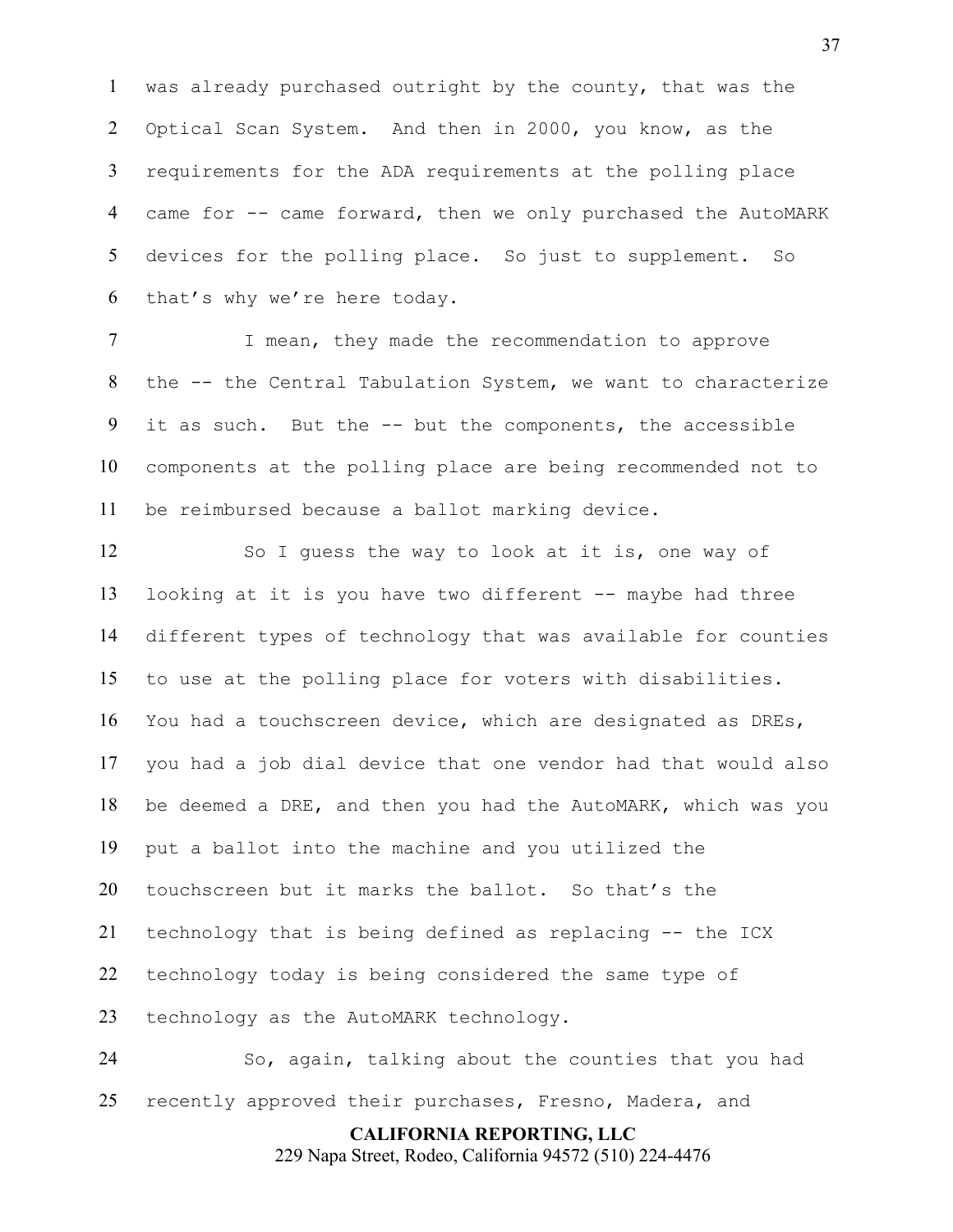was already purchased outright by the county, that was the Optical Scan System. And then in 2000, you know, as the requirements for the ADA requirements at the polling place came for -- came forward, then we only purchased the AutoMARK devices for the polling place. So just to supplement. So that's why we're here today.

I mean, they made the recommendation to approve the -- the Central Tabulation System, we want to characterize it as such. But the -- but the components, the accessible components at the polling place are being recommended not to be reimbursed because a ballot marking device.

So I guess the way to look at it is, one way of looking at it is you have two different -- maybe had three different types of technology that was available for counties to use at the polling place for voters with disabilities. You had a touchscreen device, which are designated as DREs, you had a job dial device that one vendor had that would also be deemed a DRE, and then you had the AutoMARK, which was you put a ballot into the machine and you utilized the touchscreen but it marks the ballot. So that's the technology that is being defined as replacing -- the ICX technology today is being considered the same type of technology as the AutoMARK technology.

So, again, talking about the counties that you had recently approved their purchases, Fresno, Madera, and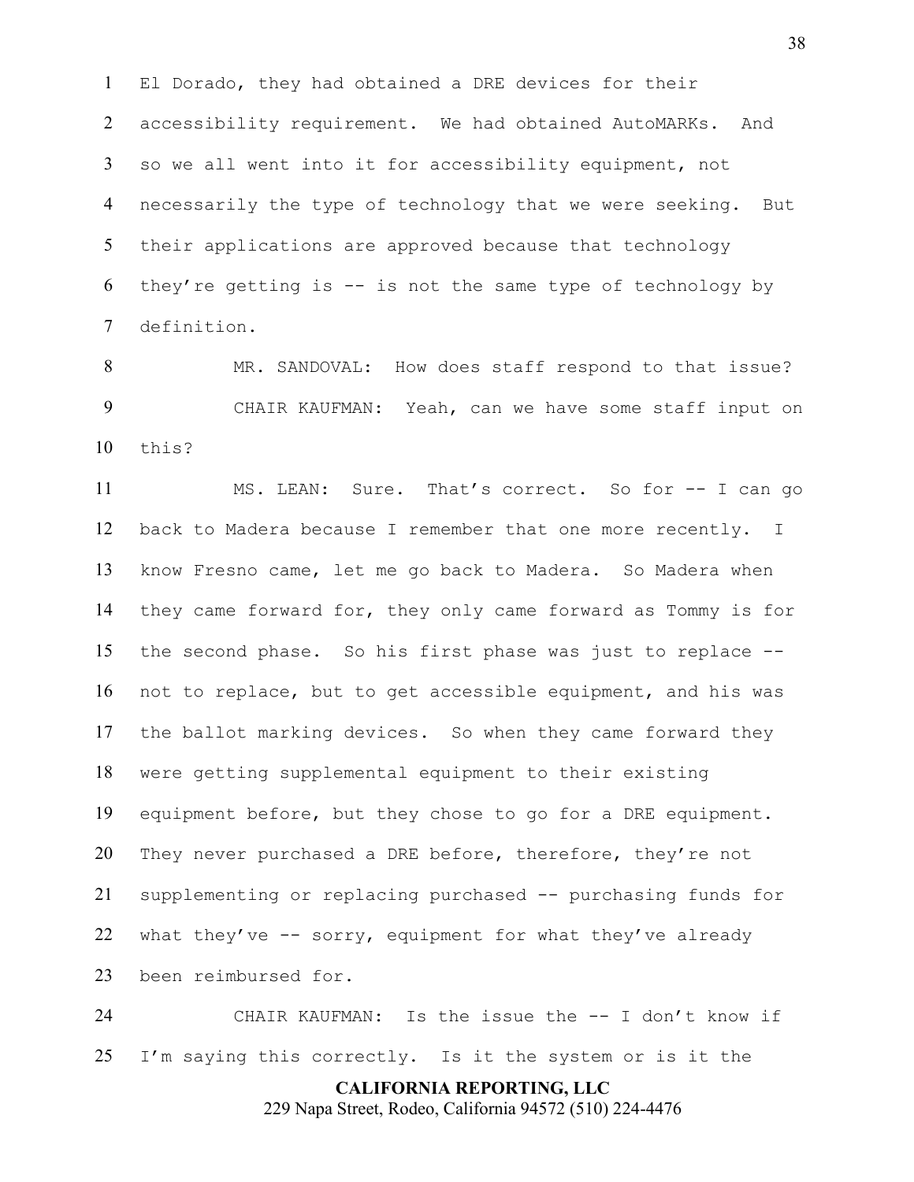El Dorado, they had obtained a DRE devices for their accessibility requirement. We had obtained AutoMARKs. And so we all went into it for accessibility equipment, not necessarily the type of technology that we were seeking. But their applications are approved because that technology they're getting is -- is not the same type of technology by definition.

MR. SANDOVAL: How does staff respond to that issue?

CHAIR KAUFMAN: Yeah, can we have some staff input on this?

MS. LEAN: Sure. That's correct. So for -- I can go back to Madera because I remember that one more recently. I know Fresno came, let me go back to Madera. So Madera when they came forward for, they only came forward as Tommy is for the second phase. So his first phase was just to replace -- not to replace, but to get accessible equipment, and his was the ballot marking devices. So when they came forward they were getting supplemental equipment to their existing equipment before, but they chose to go for a DRE equipment. They never purchased a DRE before, therefore, they're not supplementing or replacing purchased -- purchasing funds for what they've -- sorry, equipment for what they've already been reimbursed for.

CHAIR KAUFMAN: Is the issue the -- I don't know if I'm saying this correctly. Is it the system or is it the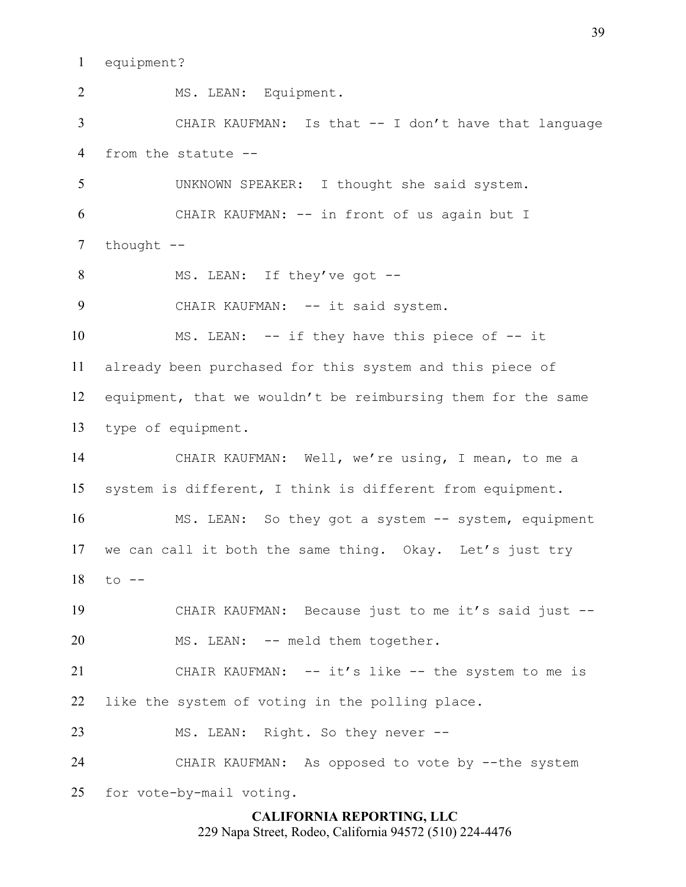equipment?

MS. LEAN: Equipment.

CHAIR KAUFMAN: Is that -- I don't have that language from the statute --

UNKNOWN SPEAKER: I thought she said system.

CHAIR KAUFMAN: -- in front of us again but I thought --

MS. LEAN: If they've got --

CHAIR KAUFMAN: -- it said system.

MS. LEAN: -- if they have this piece of -- it already been purchased for this system and this piece of equipment, that we wouldn't be reimbursing them for the same type of equipment.

CHAIR KAUFMAN: Well, we're using, I mean, to me a system is different, I think is different from equipment.

MS. LEAN: So they got a system -- system, equipment we can call it both the same thing. Okay. Let's just try to --

CHAIR KAUFMAN: Because just to me it's said just --

MS. LEAN: -- meld them together.

CHAIR KAUFMAN: -- it's like -- the system to me is like the system of voting in the polling place.

MS. LEAN: Right. So they never --

CHAIR KAUFMAN: As opposed to vote by --the system for vote-by-mail voting.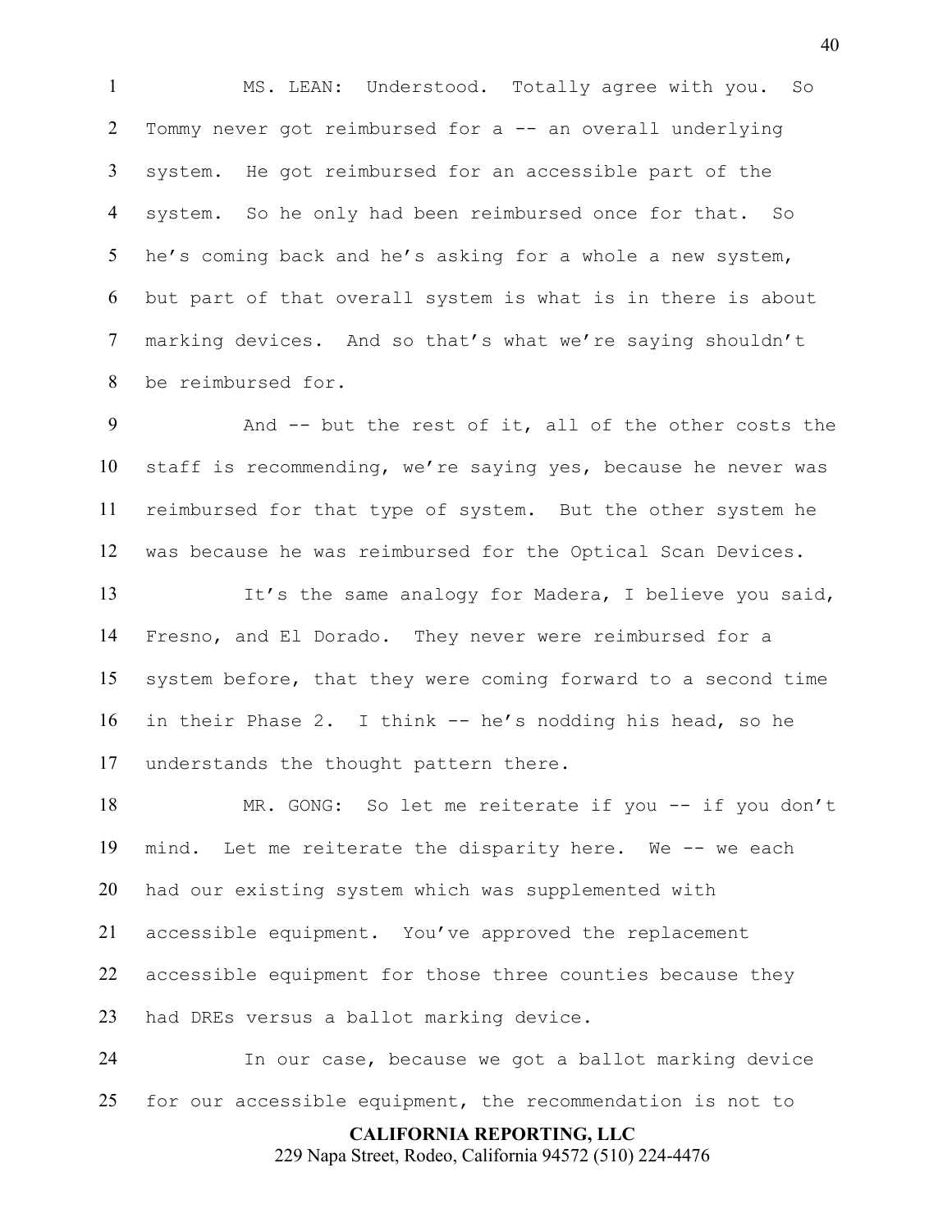MS. LEAN: Understood. Totally agree with you. So Tommy never got reimbursed for a -- an overall underlying system. He got reimbursed for an accessible part of the system. So he only had been reimbursed once for that. So he's coming back and he's asking for a whole a new system, but part of that overall system is what is in there is about marking devices. And so that's what we're saying shouldn't be reimbursed for.

And -- but the rest of it, all of the other costs the staff is recommending, we're saying yes, because he never was reimbursed for that type of system. But the other system he was because he was reimbursed for the Optical Scan Devices.

It's the same analogy for Madera, I believe you said, Fresno, and El Dorado. They never were reimbursed for a system before, that they were coming forward to a second time in their Phase 2. I think -- he's nodding his head, so he understands the thought pattern there.

MR. GONG: So let me reiterate if you -- if you don't mind. Let me reiterate the disparity here. We -- we each had our existing system which was supplemented with accessible equipment. You've approved the replacement accessible equipment for those three counties because they had DREs versus a ballot marking device.

In our case, because we got a ballot marking device for our accessible equipment, the recommendation is not to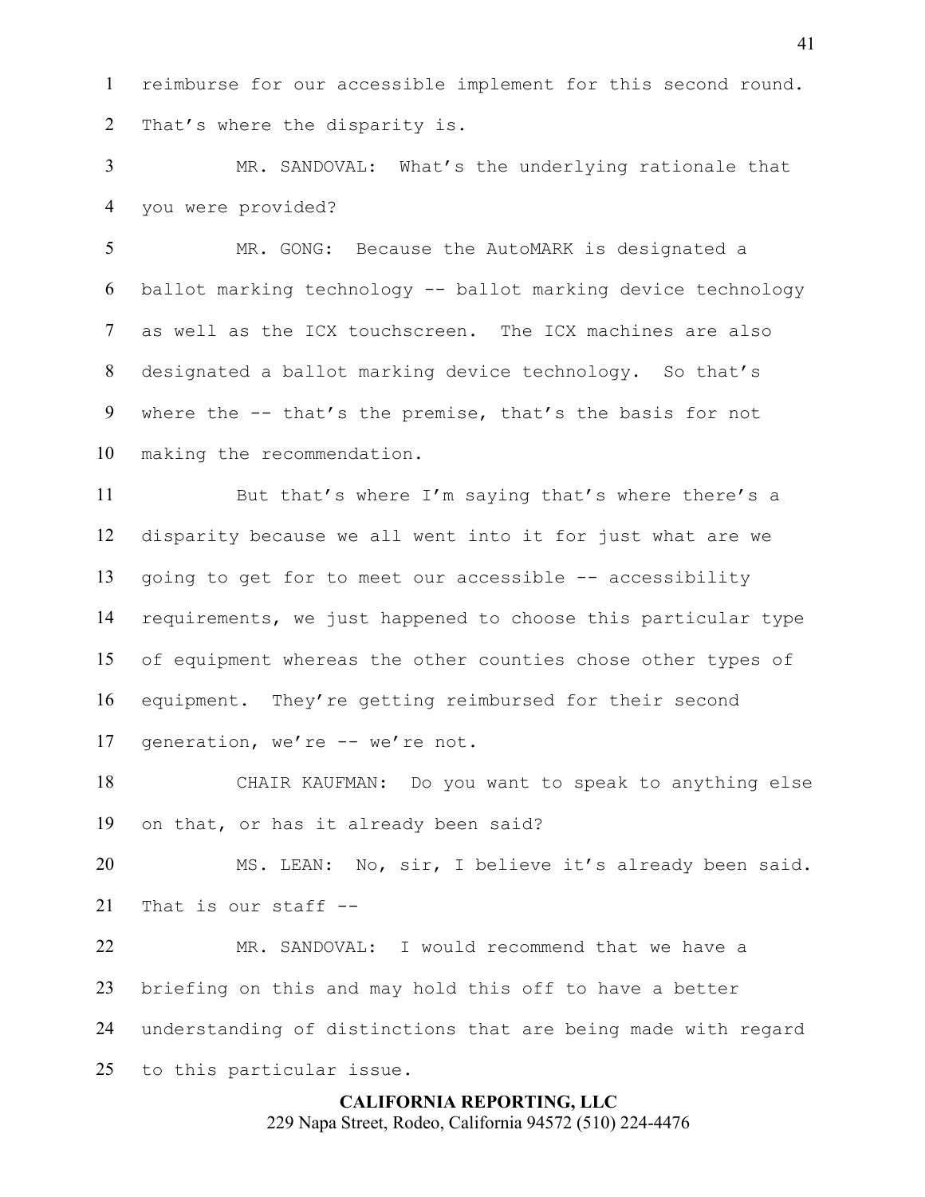reimburse for our accessible implement for this second round. That's where the disparity is.

MR. SANDOVAL: What's the underlying rationale that you were provided?

MR. GONG: Because the AutoMARK is designated a ballot marking technology -- ballot marking device technology as well as the ICX touchscreen. The ICX machines are also designated a ballot marking device technology. So that's where the -- that's the premise, that's the basis for not making the recommendation.

But that's where I'm saying that's where there's a disparity because we all went into it for just what are we going to get for to meet our accessible -- accessibility requirements, we just happened to choose this particular type of equipment whereas the other counties chose other types of equipment. They're getting reimbursed for their second generation, we're -- we're not.

CHAIR KAUFMAN: Do you want to speak to anything else on that, or has it already been said?

MS. LEAN: No, sir, I believe it's already been said. That is our staff --

MR. SANDOVAL: I would recommend that we have a briefing on this and may hold this off to have a better understanding of distinctions that are being made with regard to this particular issue.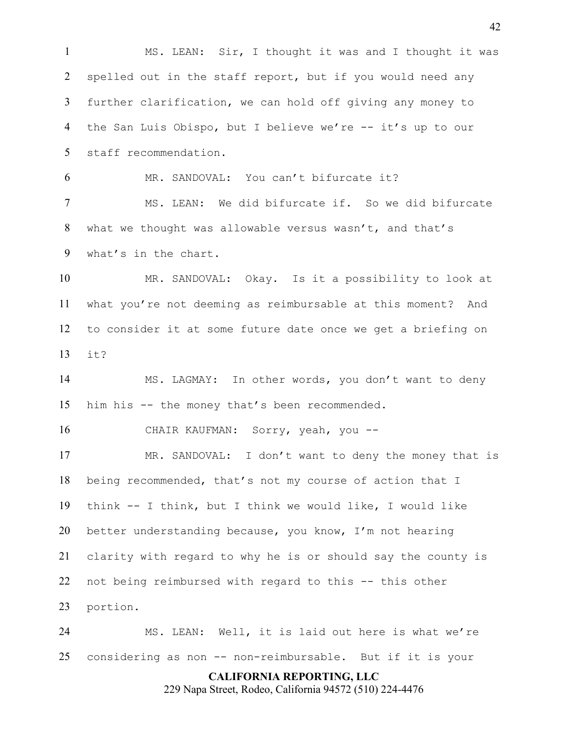MS. LEAN: Sir, I thought it was and I thought it was spelled out in the staff report, but if you would need any further clarification, we can hold off giving any money to the San Luis Obispo, but I believe we're -- it's up to our staff recommendation.

MR. SANDOVAL: You can't bifurcate it?

MS. LEAN: We did bifurcate if. So we did bifurcate what we thought was allowable versus wasn't, and that's what's in the chart.

MR. SANDOVAL: Okay. Is it a possibility to look at what you're not deeming as reimbursable at this moment? And to consider it at some future date once we get a briefing on it?

MS. LAGMAY: In other words, you don't want to deny him his -- the money that's been recommended.

CHAIR KAUFMAN: Sorry, yeah, you --

MR. SANDOVAL: I don't want to deny the money that is being recommended, that's not my course of action that I think -- I think, but I think we would like, I would like better understanding because, you know, I'm not hearing clarity with regard to why he is or should say the county is not being reimbursed with regard to this -- this other portion.

MS. LEAN: Well, it is laid out here is what we're considering as non -- non-reimbursable. But if it is your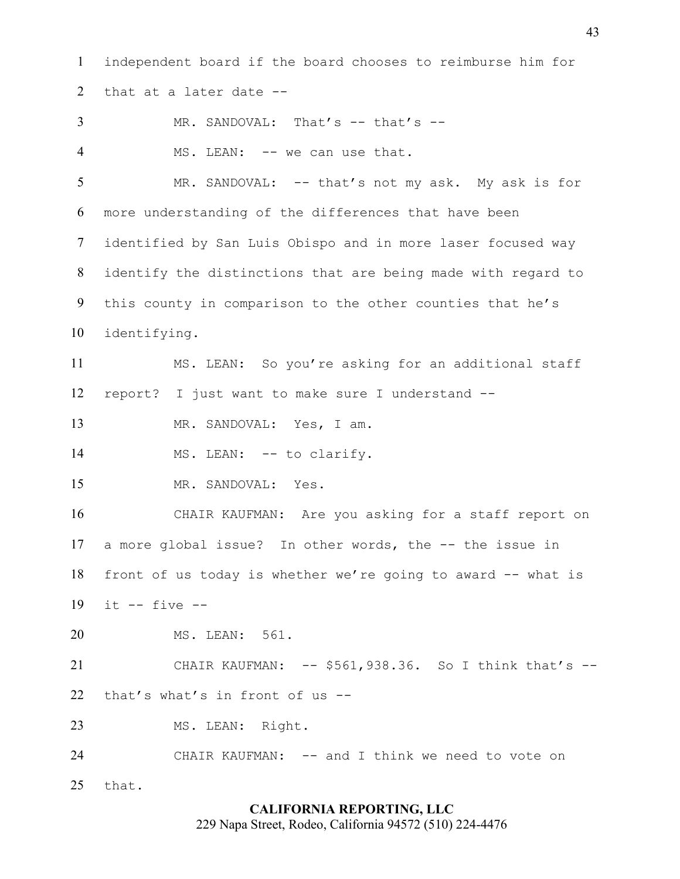independent board if the board chooses to reimburse him for that at a later date --

MR. SANDOVAL: That's -- that's --

MS. LEAN: -- we can use that.

MR. SANDOVAL: -- that's not my ask. My ask is for more understanding of the differences that have been identified by San Luis Obispo and in more laser focused way identify the distinctions that are being made with regard to this county in comparison to the other counties that he's identifying.

MS. LEAN: So you're asking for an additional staff report? I just want to make sure I understand --

MR. SANDOVAL: Yes, I am.

MS. LEAN: -- to clarify.

MR. SANDOVAL: Yes.

CHAIR KAUFMAN: Are you asking for a staff report on a more global issue? In other words, the -- the issue in front of us today is whether we're going to award -- what is it -- five --

MS. LEAN: 561.

CHAIR KAUFMAN: -- $561,938.36. So I think that's -- that's what's in front of us --

MS. LEAN: Right.

CHAIR KAUFMAN: -- and I think we need to vote on that.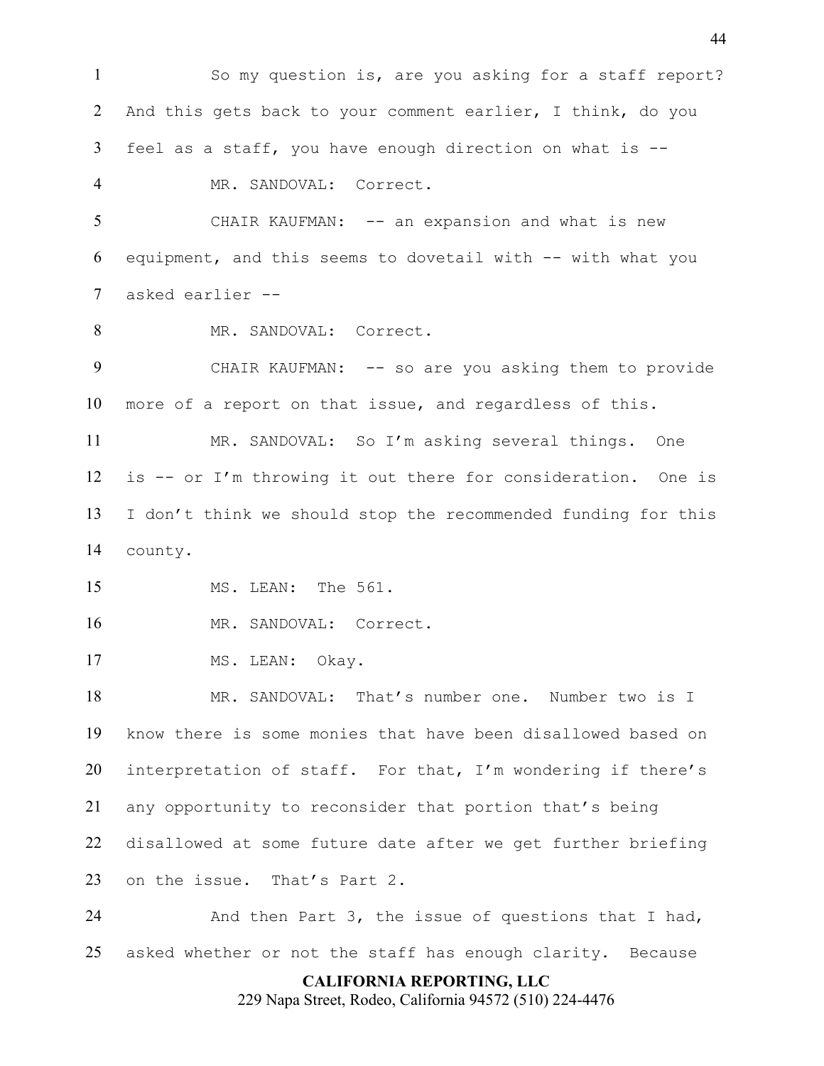So my question is, are you asking for a staff report? And this gets back to your comment earlier, I think, do you feel as a staff, you have enough direction on what is --

MR. SANDOVAL: Correct.

CHAIR KAUFMAN: -- an expansion and what is new equipment, and this seems to dovetail with -- with what you asked earlier --

MR. SANDOVAL: Correct.

CHAIR KAUFMAN: -- so are you asking them to provide more of a report on that issue, and regardless of this.

MR. SANDOVAL: So I'm asking several things. One is -- or I'm throwing it out there for consideration. One is I don't think we should stop the recommended funding for this county.

MS. LEAN: The 561.

MR. SANDOVAL: Correct.

MS. LEAN: Okay.

MR. SANDOVAL: That's number one. Number two is I know there is some monies that have been disallowed based on interpretation of staff. For that, I'm wondering if there's any opportunity to reconsider that portion that's being disallowed at some future date after we get further briefing on the issue. That's Part 2.

And then Part 3, the issue of questions that I had, asked whether or not the staff has enough clarity. Because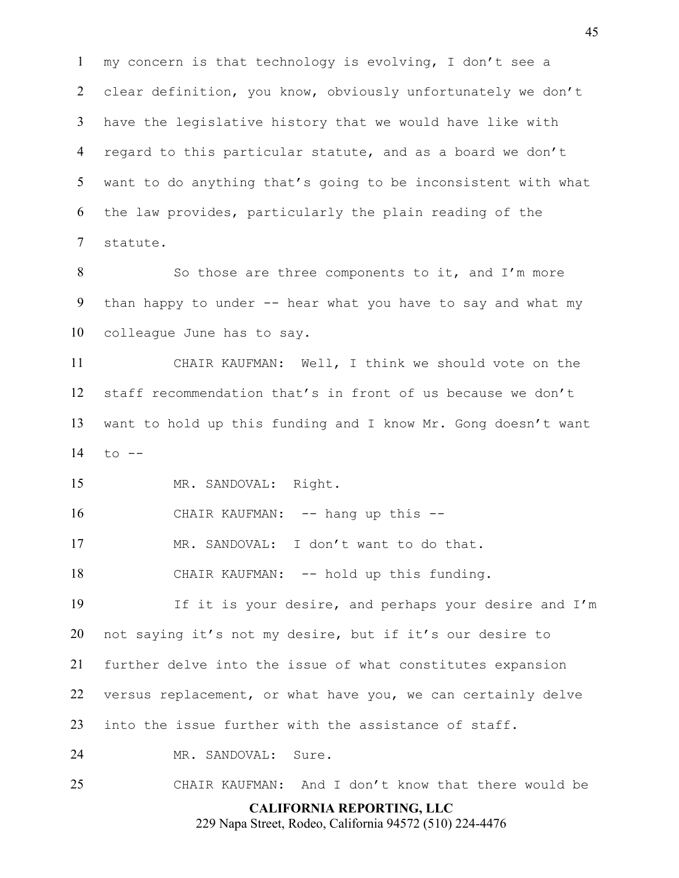my concern is that technology is evolving, I don't see a clear definition, you know, obviously unfortunately we don't have the legislative history that we would have like with regard to this particular statute, and as a board we don't want to do anything that's going to be inconsistent with what the law provides, particularly the plain reading of the statute.

So those are three components to it, and I'm more than happy to under -- hear what you have to say and what my colleague June has to say.

CHAIR KAUFMAN: Well, I think we should vote on the staff recommendation that's in front of us because we don't want to hold up this funding and I know Mr. Gong doesn't want to --

MR. SANDOVAL: Right.

CHAIR KAUFMAN: -- hang up this --

MR. SANDOVAL: I don't want to do that.

CHAIR KAUFMAN: -- hold up this funding.

If it is your desire, and perhaps your desire and I'm not saying it's not my desire, but if it's our desire to further delve into the issue of what constitutes expansion versus replacement, or what have you, we can certainly delve into the issue further with the assistance of staff.

MR. SANDOVAL: Sure.

CHAIR KAUFMAN: And I don't know that there would be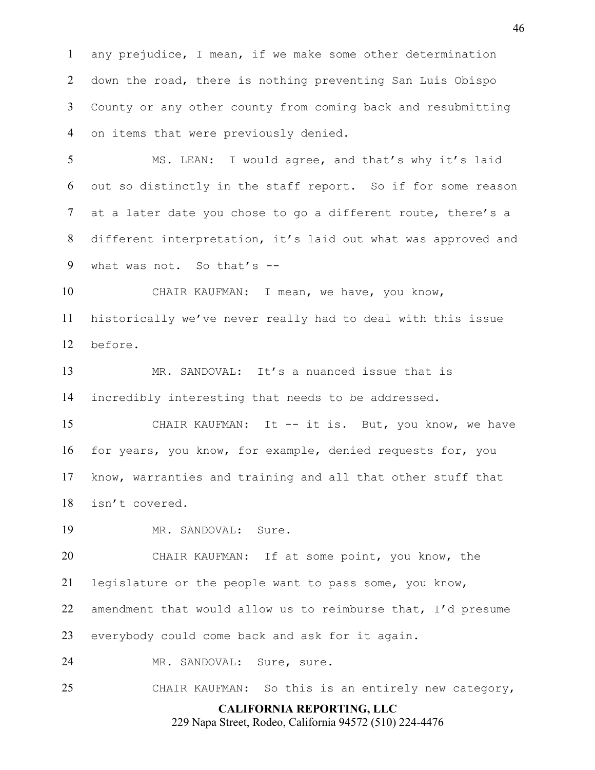any prejudice, I mean, if we make some other determination down the road, there is nothing preventing San Luis Obispo County or any other county from coming back and resubmitting on items that were previously denied.

MS. LEAN: I would agree, and that's why it's laid out so distinctly in the staff report. So if for some reason at a later date you chose to go a different route, there's a different interpretation, it's laid out what was approved and what was not. So that's --

CHAIR KAUFMAN: I mean, we have, you know, historically we've never really had to deal with this issue before.

MR. SANDOVAL: It's a nuanced issue that is incredibly interesting that needs to be addressed.

CHAIR KAUFMAN: It -- it is. But, you know, we have for years, you know, for example, denied requests for, you know, warranties and training and all that other stuff that isn't covered.

MR. SANDOVAL: Sure.

CHAIR KAUFMAN: If at some point, you know, the legislature or the people want to pass some, you know, amendment that would allow us to reimburse that, I'd presume everybody could come back and ask for it again.

MR. SANDOVAL: Sure, sure.

CHAIR KAUFMAN: So this is an entirely new category,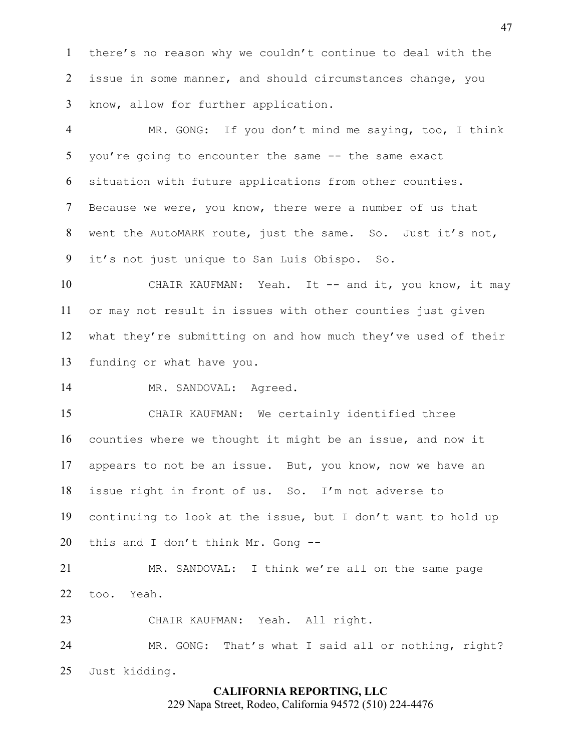there's no reason why we couldn't continue to deal with the issue in some manner, and should circumstances change, you know, allow for further application.

MR. GONG: If you don't mind me saying, too, I think you're going to encounter the same -- the same exact situation with future applications from other counties. Because we were, you know, there were a number of us that went the AutoMARK route, just the same. So. Just it's not, it's not just unique to San Luis Obispo. So.

CHAIR KAUFMAN: Yeah. It -- and it, you know, it may or may not result in issues with other counties just given what they're submitting on and how much they've used of their funding or what have you.

MR. SANDOVAL: Agreed.

CHAIR KAUFMAN: We certainly identified three counties where we thought it might be an issue, and now it appears to not be an issue. But, you know, now we have an issue right in front of us. So. I'm not adverse to continuing to look at the issue, but I don't want to hold up this and I don't think Mr. Gong --

MR. SANDOVAL: I think we're all on the same page too. Yeah.

CHAIR KAUFMAN: Yeah. All right.

MR. GONG: That's what I said all or nothing, right? Just kidding.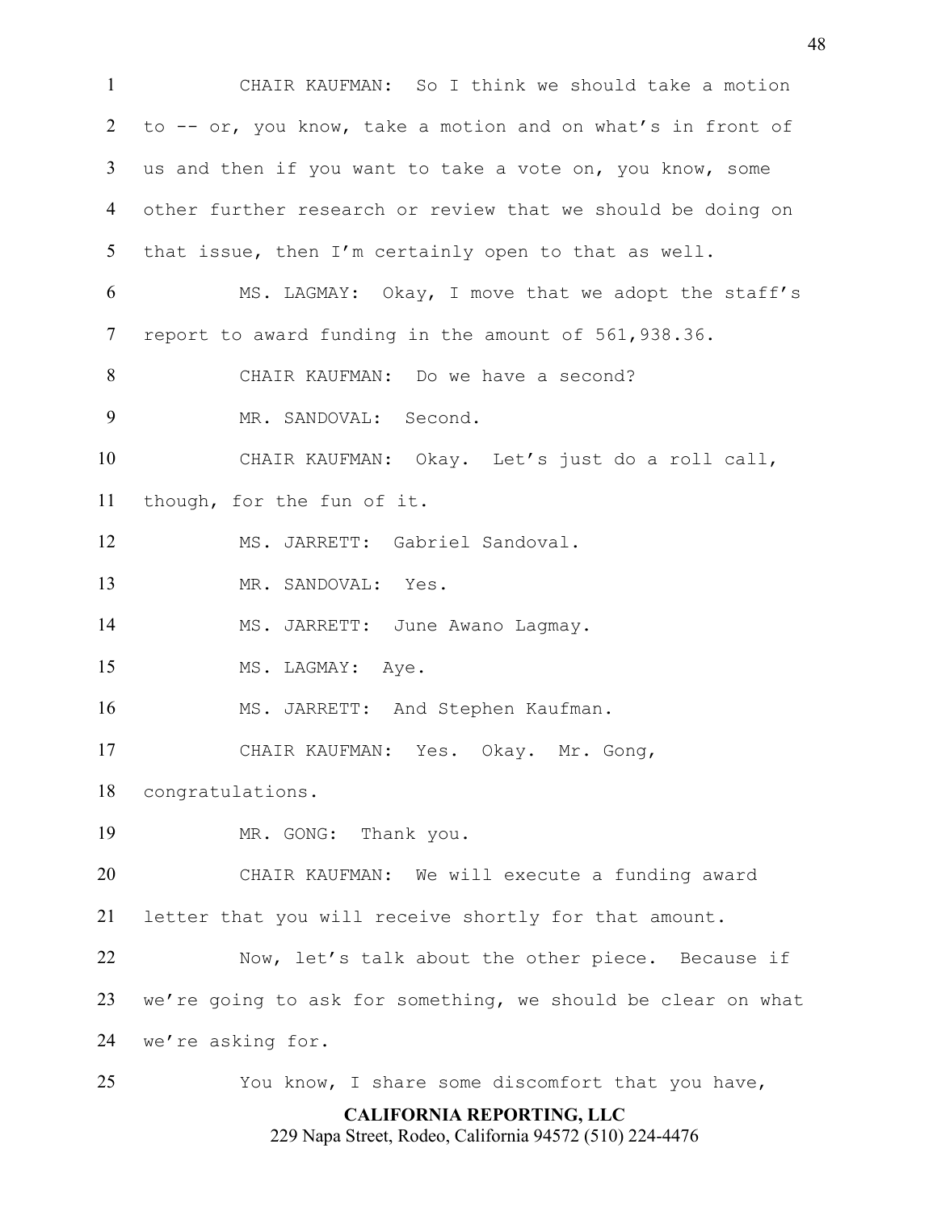CHAIR KAUFMAN: So I think we should take a motion to -- or, you know, take a motion and on what's in front of us and then if you want to take a vote on, you know, some other further research or review that we should be doing on that issue, then I'm certainly open to that as well.

MS. LAGMAY: Okay, I move that we adopt the staff's report to award funding in the amount of 561,938.36.

CHAIR KAUFMAN: Do we have a second?

MR. SANDOVAL: Second.

CHAIR KAUFMAN: Okay. Let's just do a roll call, though, for the fun of it.

MS. JARRETT: Gabriel Sandoval.

MR. SANDOVAL: Yes.

MS. JARRETT: June Awano Lagmay.

MS. LAGMAY: Aye.

MS. JARRETT: And Stephen Kaufman.

CHAIR KAUFMAN: Yes. Okay. Mr. Gong, congratulations.

MR. GONG: Thank you.

CHAIR KAUFMAN: We will execute a funding award letter that you will receive shortly for that amount.

Now, let's talk about the other piece. Because if we're going to ask for something, we should be clear on what we're asking for.

You know, I share some discomfort that you have,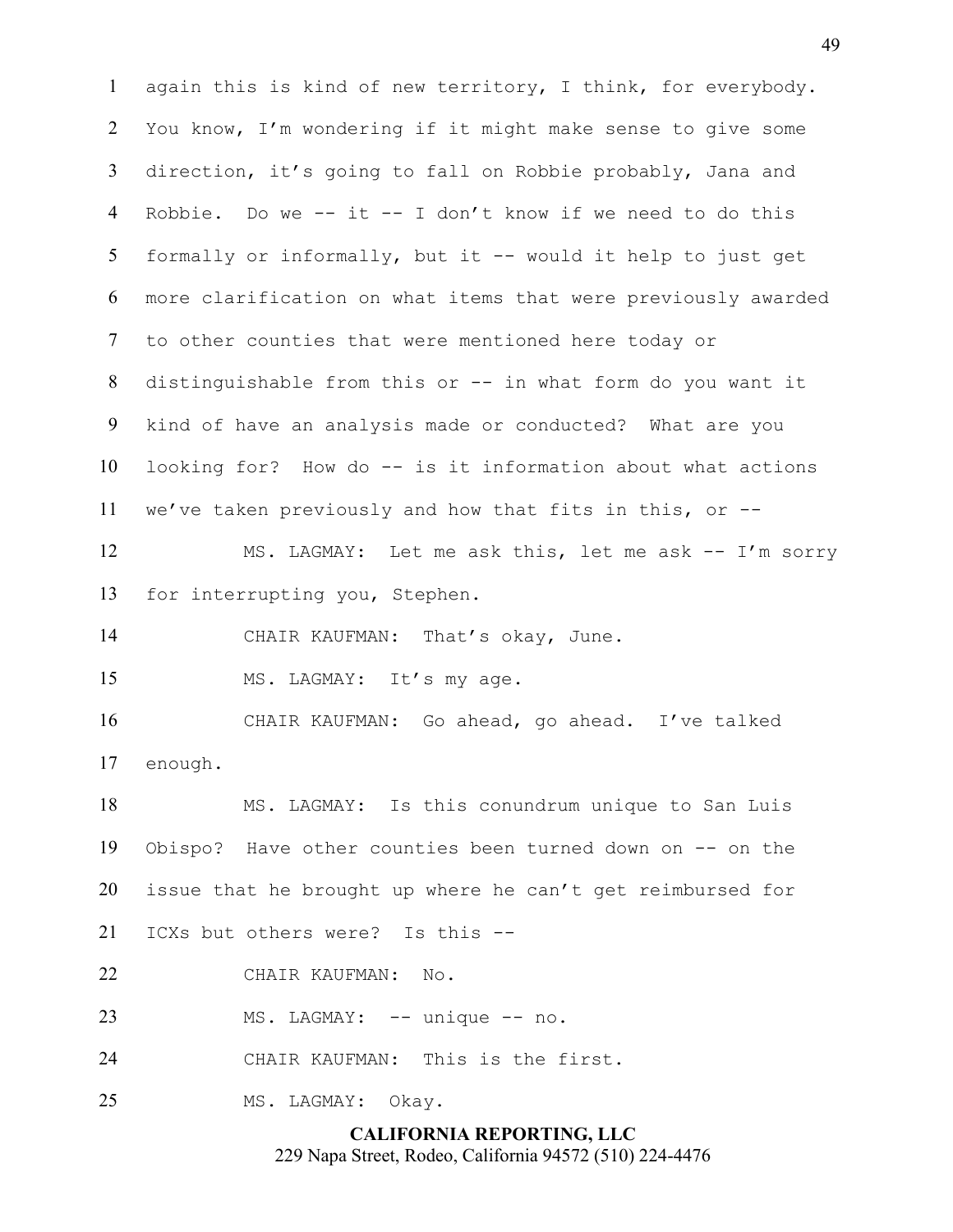again this is kind of new territory, I think, for everybody. You know, I'm wondering if it might make sense to give some direction, it's going to fall on Robbie probably, Jana and Robbie. Do we -- it -- I don't know if we need to do this formally or informally, but it -- would it help to just get more clarification on what items that were previously awarded to other counties that were mentioned here today or distinguishable from this or -- in what form do you want it kind of have an analysis made or conducted? What are you looking for? How do -- is it information about what actions we've taken previously and how that fits in this, or --

MS. LAGMAY: Let me ask this, let me ask -- I'm sorry for interrupting you, Stephen.

CHAIR KAUFMAN: That's okay, June.

MS. LAGMAY: It's my age.

CHAIR KAUFMAN: Go ahead, go ahead. I've talked enough.

MS. LAGMAY: Is this conundrum unique to San Luis Obispo? Have other counties been turned down on -- on the issue that he brought up where he can't get reimbursed for ICXs but others were? Is this --

CHAIR KAUFMAN: No.

MS. LAGMAY: -- unique -- no.

CHAIR KAUFMAN: This is the first.

MS. LAGMAY: Okay.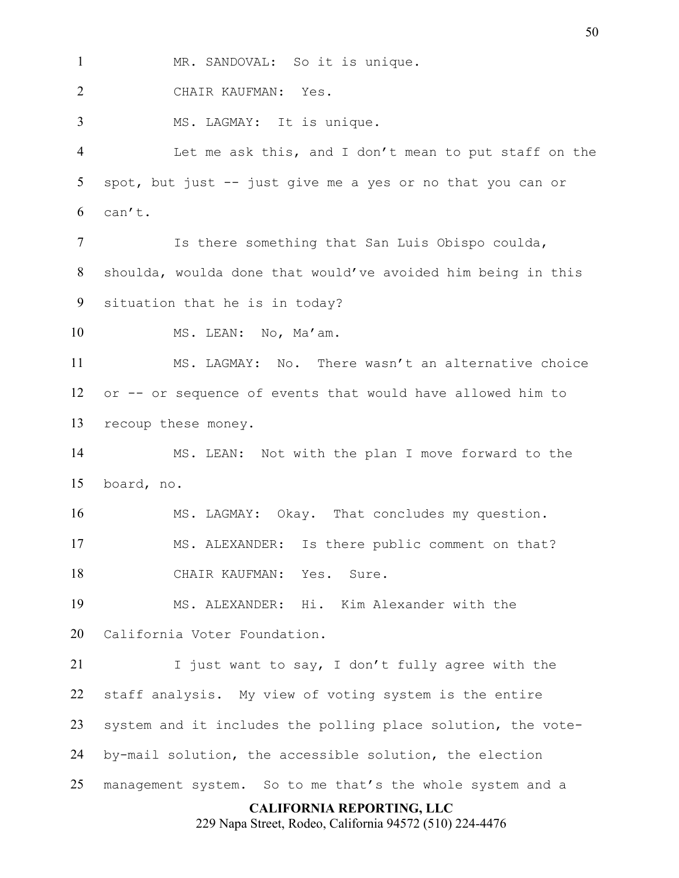MR. SANDOVAL: So it is unique.

CHAIR KAUFMAN: Yes.

MS. LAGMAY: It is unique.

Let me ask this, and I don't mean to put staff on the spot, but just -- just give me a yes or no that you can or can't.

Is there something that San Luis Obispo coulda, shoulda, woulda done that would've avoided him being in this situation that he is in today?

MS. LEAN: No, Ma'am.

MS. LAGMAY: No. There wasn't an alternative choice or -- or sequence of events that would have allowed him to recoup these money.

MS. LEAN: Not with the plan I move forward to the board, no.

MS. LAGMAY: Okay. That concludes my question.

MS. ALEXANDER: Is there public comment on that?

CHAIR KAUFMAN: Yes. Sure.

MS. ALEXANDER: Hi. Kim Alexander with the California Voter Foundation.

I just want to say, I don't fully agree with the staff analysis. My view of voting system is the entire system and it includes the polling place solution, the vote-by-mail solution, the accessible solution, the election management system. So to me that's the whole system and a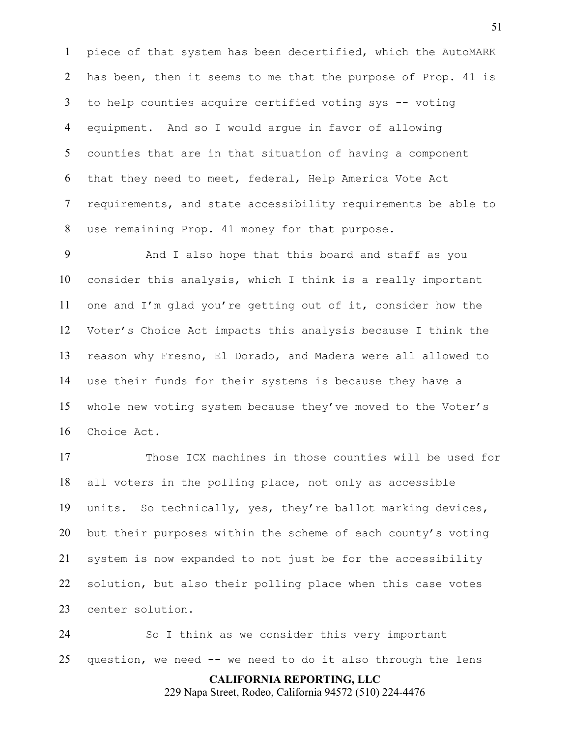piece of that system has been decertified, which the AutoMARK has been, then it seems to me that the purpose of Prop. 41 is to help counties acquire certified voting sys -- voting equipment. And so I would argue in favor of allowing counties that are in that situation of having a component that they need to meet, federal, Help America Vote Act requirements, and state accessibility requirements be able to use remaining Prop. 41 money for that purpose.

And I also hope that this board and staff as you consider this analysis, which I think is a really important one and I'm glad you're getting out of it, consider how the Voter's Choice Act impacts this analysis because I think the reason why Fresno, El Dorado, and Madera were all allowed to use their funds for their systems is because they have a whole new voting system because they've moved to the Voter's Choice Act.

Those ICX machines in those counties will be used for all voters in the polling place, not only as accessible units. So technically, yes, they're ballot marking devices, but their purposes within the scheme of each county's voting system is now expanded to not just be for the accessibility solution, but also their polling place when this case votes center solution.

So I think as we consider this very important question, we need -- we need to do it also through the lens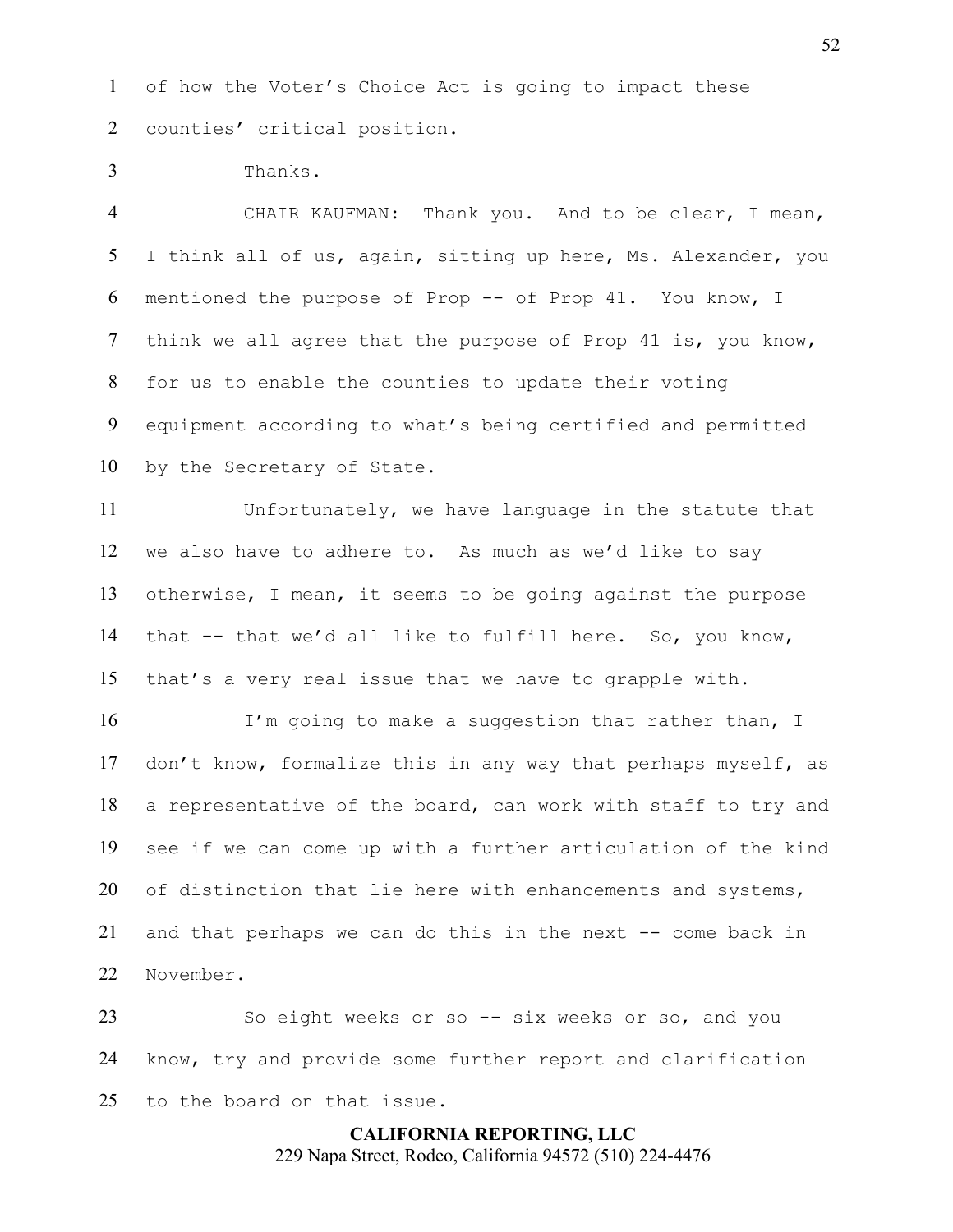of how the Voter's Choice Act is going to impact these counties' critical position.

Thanks.

CHAIR KAUFMAN: Thank you. And to be clear, I mean, I think all of us, again, sitting up here, Ms. Alexander, you mentioned the purpose of Prop -- of Prop 41. You know, I think we all agree that the purpose of Prop 41 is, you know, for us to enable the counties to update their voting equipment according to what's being certified and permitted by the Secretary of State.

Unfortunately, we have language in the statute that we also have to adhere to. As much as we'd like to say otherwise, I mean, it seems to be going against the purpose that -- that we'd all like to fulfill here. So, you know, that's a very real issue that we have to grapple with.

I'm going to make a suggestion that rather than, I don't know, formalize this in any way that perhaps myself, as a representative of the board, can work with staff to try and see if we can come up with a further articulation of the kind of distinction that lie here with enhancements and systems, and that perhaps we can do this in the next -- come back in November.

So eight weeks or so -- six weeks or so, and you know, try and provide some further report and clarification to the board on that issue.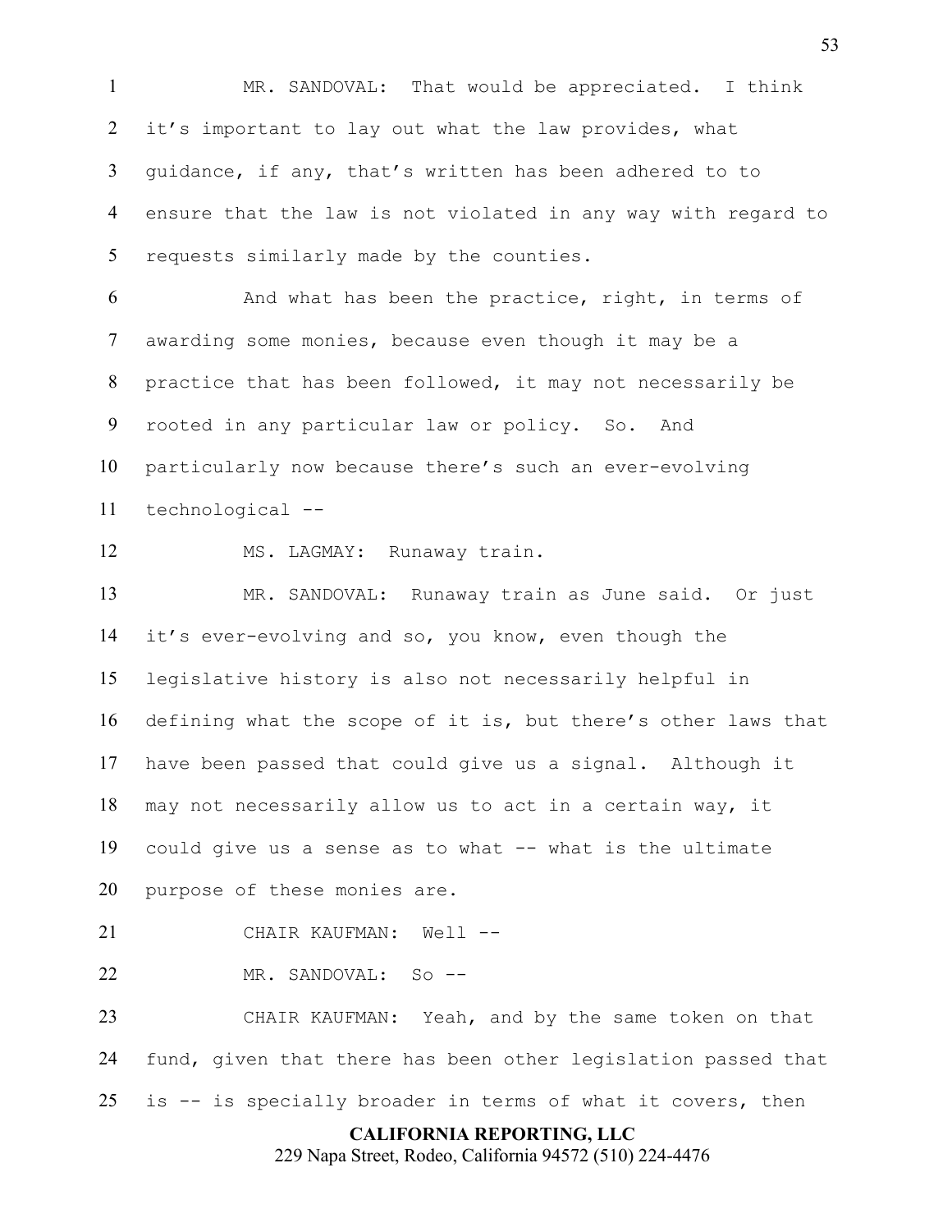MR. SANDOVAL: That would be appreciated. I think it's important to lay out what the law provides, what guidance, if any, that's written has been adhered to to ensure that the law is not violated in any way with regard to requests similarly made by the counties.

And what has been the practice, right, in terms of awarding some monies, because even though it may be a practice that has been followed, it may not necessarily be rooted in any particular law or policy. So. And particularly now because there's such an ever-evolving technological --

MS. LAGMAY: Runaway train.

MR. SANDOVAL: Runaway train as June said. Or just it's ever-evolving and so, you know, even though the legislative history is also not necessarily helpful in defining what the scope of it is, but there's other laws that have been passed that could give us a signal. Although it may not necessarily allow us to act in a certain way, it could give us a sense as to what -- what is the ultimate purpose of these monies are.

CHAIR KAUFMAN: Well --

MR. SANDOVAL: So --

CHAIR KAUFMAN: Yeah, and by the same token on that fund, given that there has been other legislation passed that is -- is specially broader in terms of what it covers, then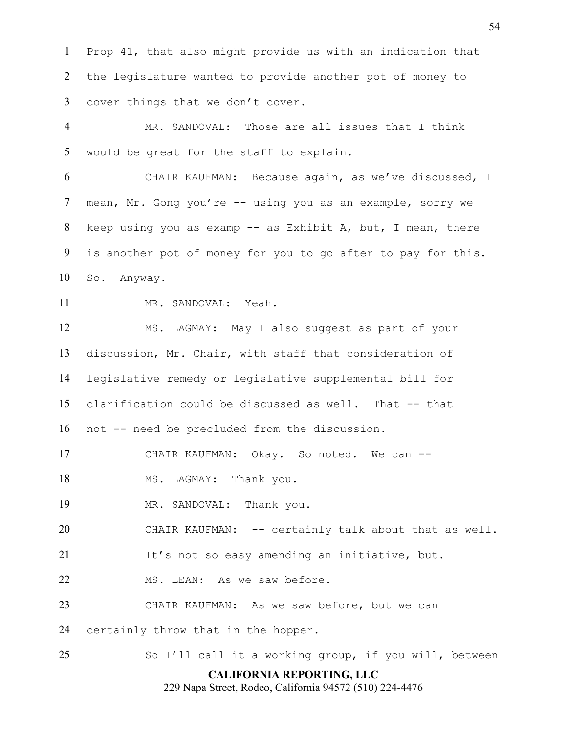Prop 41, that also might provide us with an indication that the legislature wanted to provide another pot of money to cover things that we don't cover.

MR. SANDOVAL: Those are all issues that I think would be great for the staff to explain.

CHAIR KAUFMAN: Because again, as we've discussed, I mean, Mr. Gong you're -- using you as an example, sorry we keep using you as examp -- as Exhibit A, but, I mean, there is another pot of money for you to go after to pay for this. So. Anyway.

MR. SANDOVAL: Yeah.

MS. LAGMAY: May I also suggest as part of your discussion, Mr. Chair, with staff that consideration of legislative remedy or legislative supplemental bill for clarification could be discussed as well. That -- that not -- need be precluded from the discussion.

CHAIR KAUFMAN: Okay. So noted. We can --

MS. LAGMAY: Thank you.

MR. SANDOVAL: Thank you.

CHAIR KAUFMAN: -- certainly talk about that as well.

It's not so easy amending an initiative, but.

MS. LEAN: As we saw before.

CHAIR KAUFMAN: As we saw before, but we can certainly throw that in the hopper.

So I'll call it a working group, if you will, between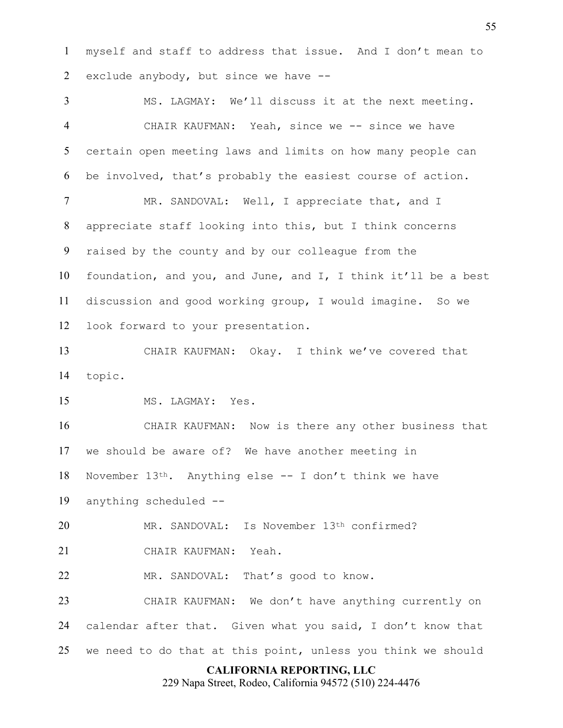myself and staff to address that issue. And I don't mean to exclude anybody, but since we have --

MS. LAGMAY: We'll discuss it at the next meeting.

CHAIR KAUFMAN: Yeah, since we -- since we have certain open meeting laws and limits on how many people can be involved, that's probably the easiest course of action.

MR. SANDOVAL: Well, I appreciate that, and I appreciate staff looking into this, but I think concerns raised by the county and by our colleague from the foundation, and you, and June, and I, I think it'll be a best discussion and good working group, I would imagine. So we look forward to your presentation.

CHAIR KAUFMAN: Okay. I think we've covered that topic.

MS. LAGMAY: Yes.

CHAIR KAUFMAN: Now is there any other business that we should be aware of? We have another meeting in November 13th. Anything else -- I don't think we have anything scheduled --

MR. SANDOVAL: Is November 13th confirmed?

CHAIR KAUFMAN: Yeah.

MR. SANDOVAL: That's good to know.

CHAIR KAUFMAN: We don't have anything currently on calendar after that. Given what you said, I don't know that we need to do that at this point, unless you think we should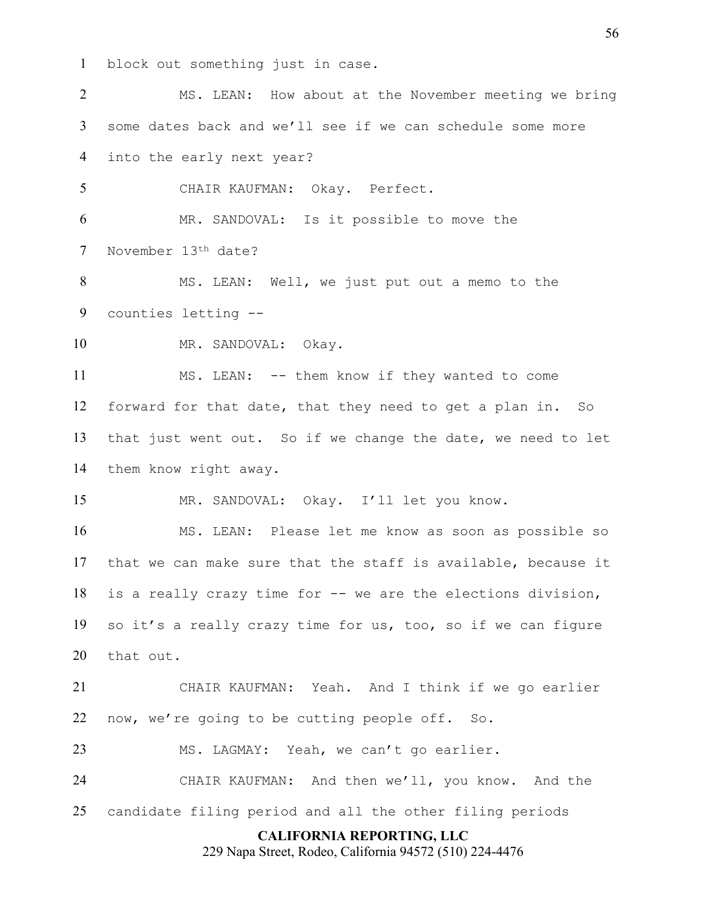block out something just in case.

MS. LEAN: How about at the November meeting we bring some dates back and we'll see if we can schedule some more into the early next year?

CHAIR KAUFMAN: Okay. Perfect.

MR. SANDOVAL: Is it possible to move the November 13th date?

MS. LEAN: Well, we just put out a memo to the counties letting --

MR. SANDOVAL: Okay.

MS. LEAN: -- them know if they wanted to come forward for that date, that they need to get a plan in. So that just went out. So if we change the date, we need to let them know right away.

MR. SANDOVAL: Okay. I'll let you know.

MS. LEAN: Please let me know as soon as possible so that we can make sure that the staff is available, because it is a really crazy time for -- we are the elections division, so it's a really crazy time for us, too, so if we can figure that out.

CHAIR KAUFMAN: Yeah. And I think if we go earlier now, we're going to be cutting people off. So.

MS. LAGMAY: Yeah, we can't go earlier.

CHAIR KAUFMAN: And then we'll, you know. And the candidate filing period and all the other filing periods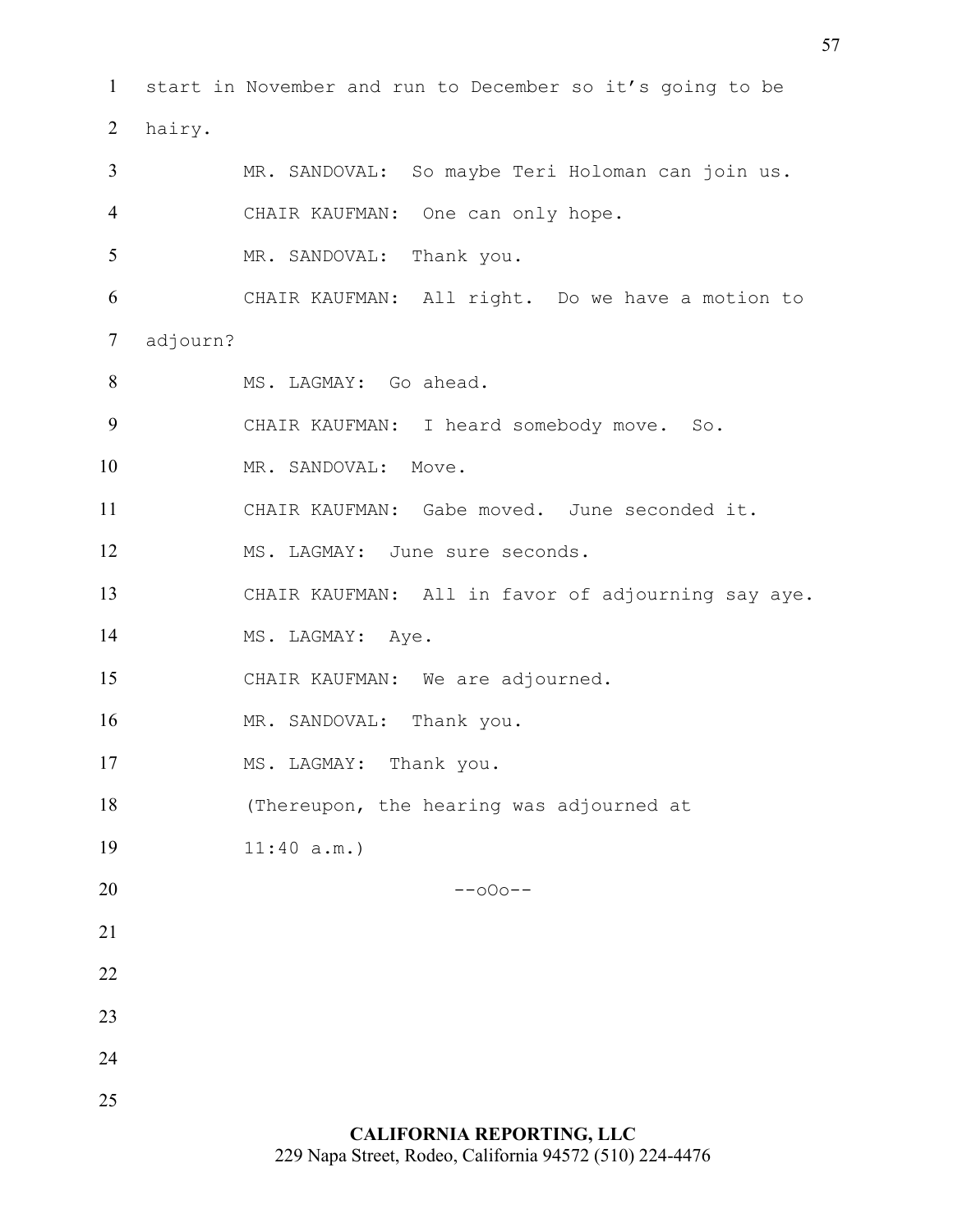start in November and run to December so it’s going to be hairy.

MR. SANDOVAL: So maybe Teri Holoman can join us.

CHAIR KAUFMAN: One can only hope.

MR. SANDOVAL: Thank you.

CHAIR KAUFMAN: All right. Do we have a motion to adjourn?

MS. LAGMAY: Go ahead.

CHAIR KAUFMAN: I heard somebody move. So.

MR. SANDOVAL: Move.

CHAIR KAUFMAN: Gabe moved. June seconded it.

MS. LAGMAY: June sure seconds.

CHAIR KAUFMAN: All in favor of adjourning say aye.

MS. LAGMAY: Aye.

CHAIR KAUFMAN: We are adjourned.

MR. SANDOVAL: Thank you.

MS. LAGMAY: Thank you.

(Thereupon, the hearing was adjourned at 11:40 a.m.)

--oOo--